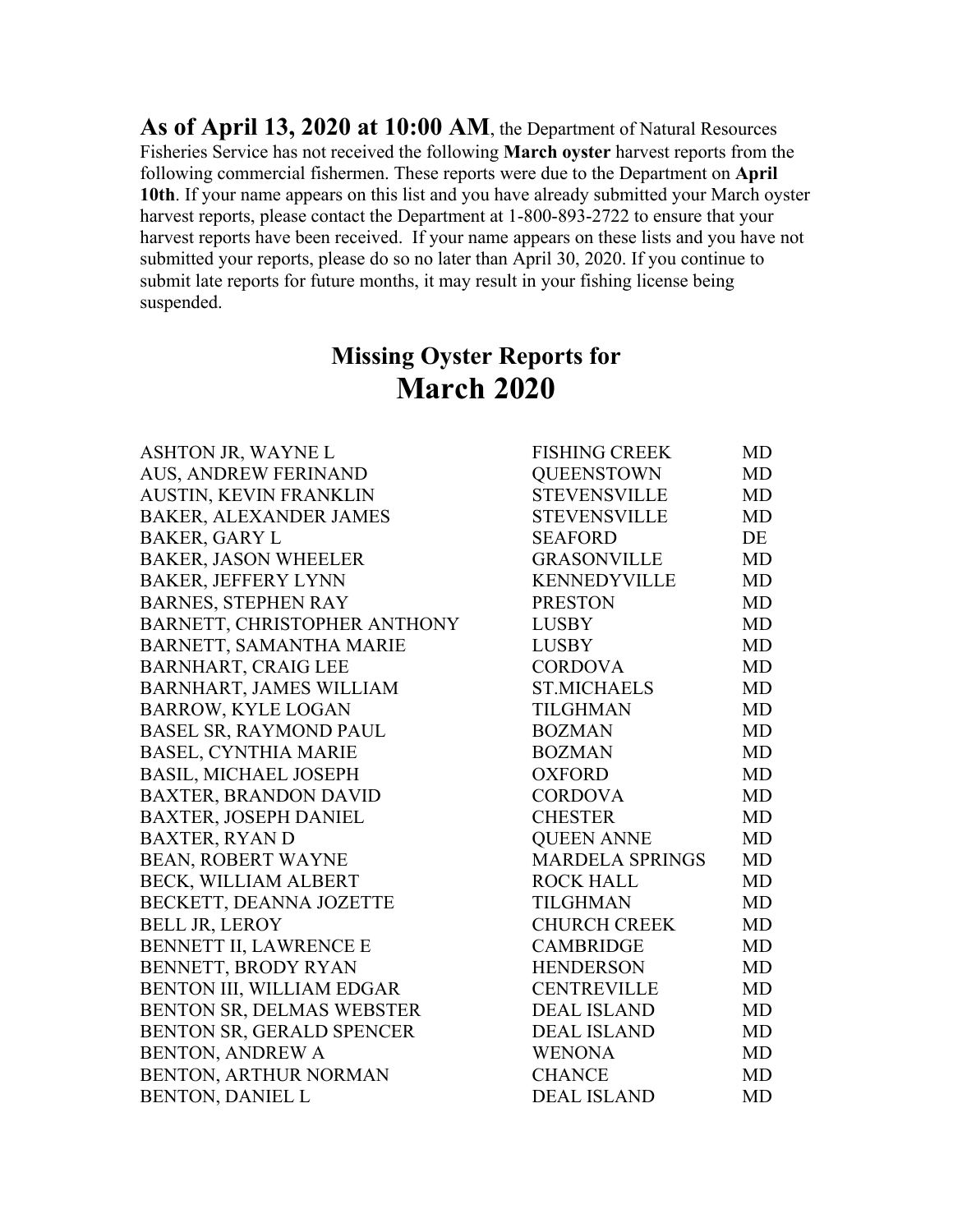**As of April 13, 2020 at 10:00 AM**, the Department of Natural Resources Fisheries Service has not received the following **March oyster** harvest reports from the following commercial fishermen. These reports were due to the Department on **April 10th**. If your name appears on this list and you have already submitted your March oyster harvest reports, please contact the Department at 1-800-893-2722 to ensure that your harvest reports have been received. If your name appears on these lists and you have not submitted your reports, please do so no later than April 30, 2020. If you continue to submit late reports for future months, it may result in your fishing license being suspended.

## Missing Oyster Reports for
# March 2020

| | | |
|---|---|---|
| ASHTON JR, WAYNE L | FISHING CREEK | MD |
| AUS, ANDREW FERINAND | QUEENSTOWN | MD |
| AUSTIN, KEVIN FRANKLIN | STEVENSVILLE | MD |
| BAKER, ALEXANDER JAMES | STEVENSVILLE | MD |
| BAKER, GARY L | SEAFORD | DE |
| BAKER, JASON WHEELER | GRASONVILLE | MD |
| BAKER, JEFFERY LYNN | KENNEDYVILLE | MD |
| BARNES, STEPHEN RAY | PRESTON | MD |
| BARNETT, CHRISTOPHER ANTHONY | LUSBY | MD |
| BARNETT, SAMANTHA MARIE | LUSBY | MD |
| BARNHART, CRAIG LEE | CORDOVA | MD |
| BARNHART, JAMES WILLIAM | ST.MICHAELS | MD |
| BARROW, KYLE LOGAN | TILGHMAN | MD |
| BASEL SR, RAYMOND PAUL | BOZMAN | MD |
| BASEL, CYNTHIA MARIE | BOZMAN | MD |
| BASIL, MICHAEL JOSEPH | OXFORD | MD |
| BAXTER, BRANDON DAVID | CORDOVA | MD |
| BAXTER, JOSEPH DANIEL | CHESTER | MD |
| BAXTER, RYAN D | QUEEN ANNE | MD |
| BEAN, ROBERT WAYNE | MARDELA SPRINGS | MD |
| BECK, WILLIAM ALBERT | ROCK HALL | MD |
| BECKETT, DEANNA JOZETTE | TILGHMAN | MD |
| BELL JR, LEROY | CHURCH CREEK | MD |
| BENNETT II, LAWRENCE E | CAMBRIDGE | MD |
| BENNETT, BRODY RYAN | HENDERSON | MD |
| BENTON III, WILLIAM EDGAR | CENTREVILLE | MD |
| BENTON SR, DELMAS WEBSTER | DEAL ISLAND | MD |
| BENTON SR, GERALD SPENCER | DEAL ISLAND | MD |
| BENTON, ANDREW A | WENONA | MD |
| BENTON, ARTHUR NORMAN | CHANCE | MD |
| BENTON, DANIEL L | DEAL ISLAND | MD |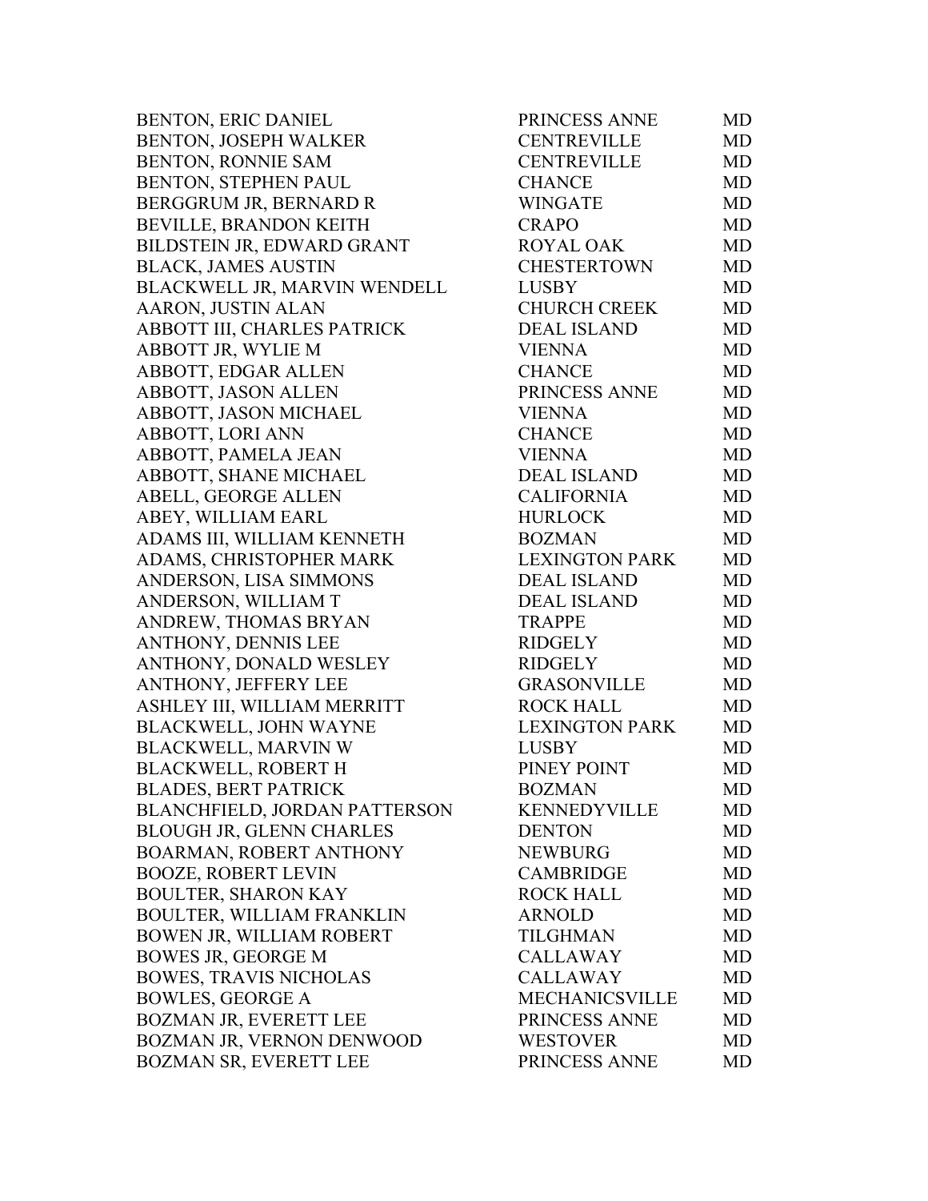| | | |
|---|---|---|
| BENTON, ERIC DANIEL | PRINCESS ANNE | MD |
| BENTON, JOSEPH WALKER | CENTREVILLE | MD |
| BENTON, RONNIE SAM | CENTREVILLE | MD |
| BENTON, STEPHEN PAUL | CHANCE | MD |
| BERGGRUM JR, BERNARD R | WINGATE | MD |
| BEVILLE, BRANDON KEITH | CRAPO | MD |
| BILDSTEIN JR, EDWARD GRANT | ROYAL OAK | MD |
| BLACK, JAMES AUSTIN | CHESTERTOWN | MD |
| BLACKWELL JR, MARVIN WENDELL | LUSBY | MD |
| AARON, JUSTIN ALAN | CHURCH CREEK | MD |
| ABBOTT III, CHARLES PATRICK | DEAL ISLAND | MD |
| ABBOTT JR, WYLIE M | VIENNA | MD |
| ABBOTT, EDGAR ALLEN | CHANCE | MD |
| ABBOTT, JASON ALLEN | PRINCESS ANNE | MD |
| ABBOTT, JASON MICHAEL | VIENNA | MD |
| ABBOTT, LORI ANN | CHANCE | MD |
| ABBOTT, PAMELA JEAN | VIENNA | MD |
| ABBOTT, SHANE MICHAEL | DEAL ISLAND | MD |
| ABELL, GEORGE ALLEN | CALIFORNIA | MD |
| ABEY, WILLIAM EARL | HURLOCK | MD |
| ADAMS III, WILLIAM KENNETH | BOZMAN | MD |
| ADAMS, CHRISTOPHER MARK | LEXINGTON PARK | MD |
| ANDERSON, LISA SIMMONS | DEAL ISLAND | MD |
| ANDERSON, WILLIAM T | DEAL ISLAND | MD |
| ANDREW, THOMAS BRYAN | TRAPPE | MD |
| ANTHONY, DENNIS LEE | RIDGELY | MD |
| ANTHONY, DONALD WESLEY | RIDGELY | MD |
| ANTHONY, JEFFERY LEE | GRASONVILLE | MD |
| ASHLEY III, WILLIAM MERRITT | ROCK HALL | MD |
| BLACKWELL, JOHN WAYNE | LEXINGTON PARK | MD |
| BLACKWELL, MARVIN W | LUSBY | MD |
| BLACKWELL, ROBERT H | PINEY POINT | MD |
| BLADES, BERT PATRICK | BOZMAN | MD |
| BLANCHFIELD, JORDAN PATTERSON | KENNEDYVILLE | MD |
| BLOUGH JR, GLENN CHARLES | DENTON | MD |
| BOARMAN, ROBERT ANTHONY | NEWBURG | MD |
| BOOZE, ROBERT LEVIN | CAMBRIDGE | MD |
| BOULTER, SHARON KAY | ROCK HALL | MD |
| BOULTER, WILLIAM FRANKLIN | ARNOLD | MD |
| BOWEN JR, WILLIAM ROBERT | TILGHMAN | MD |
| BOWES JR, GEORGE M | CALLAWAY | MD |
| BOWES, TRAVIS NICHOLAS | CALLAWAY | MD |
| BOWLES, GEORGE A | MECHANICSVILLE | MD |
| BOZMAN JR, EVERETT LEE | PRINCESS ANNE | MD |
| BOZMAN JR, VERNON DENWOOD | WESTOVER | MD |
| BOZMAN SR, EVERETT LEE | PRINCESS ANNE | MD |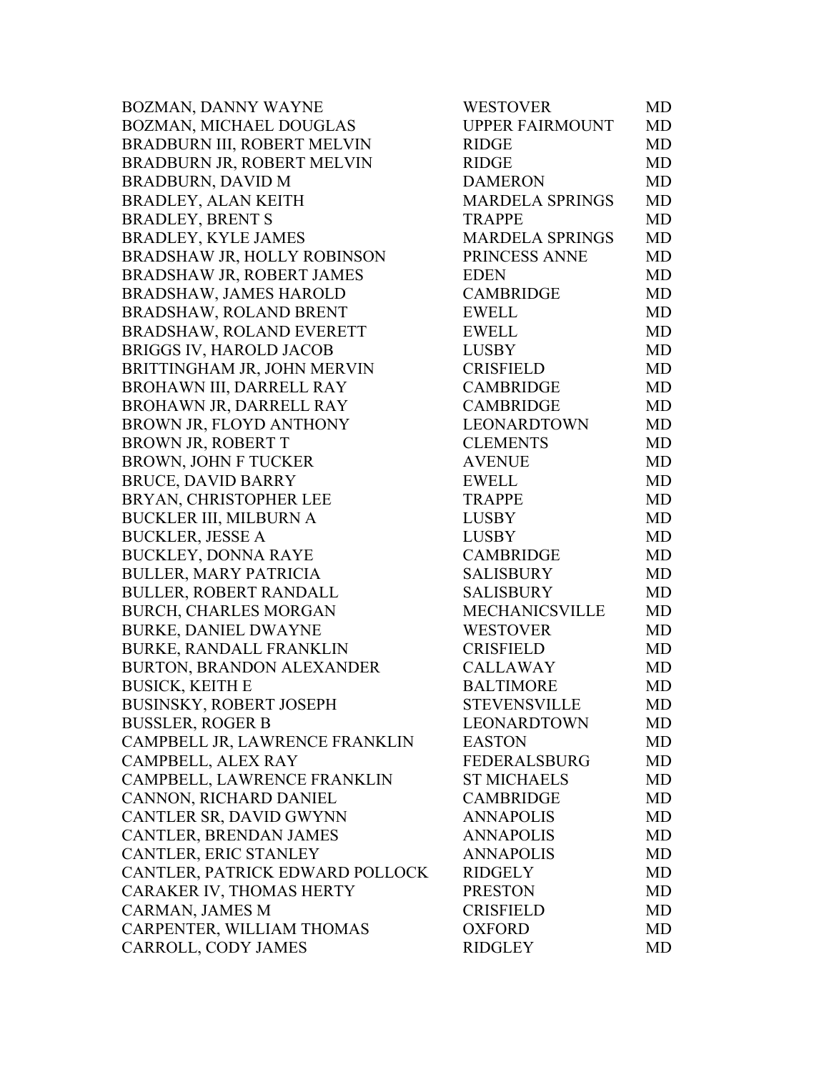| | | |
|---|---|---|
| BOZMAN, DANNY WAYNE | WESTOVER | MD |
| BOZMAN, MICHAEL DOUGLAS | UPPER FAIRMOUNT | MD |
| BRADBURN III, ROBERT MELVIN | RIDGE | MD |
| BRADBURN JR, ROBERT MELVIN | RIDGE | MD |
| BRADBURN, DAVID M | DAMERON | MD |
| BRADLEY, ALAN KEITH | MARDELA SPRINGS | MD |
| BRADLEY, BRENT S | TRAPPE | MD |
| BRADLEY, KYLE JAMES | MARDELA SPRINGS | MD |
| BRADSHAW JR, HOLLY ROBINSON | PRINCESS ANNE | MD |
| BRADSHAW JR, ROBERT JAMES | EDEN | MD |
| BRADSHAW, JAMES HAROLD | CAMBRIDGE | MD |
| BRADSHAW, ROLAND BRENT | EWELL | MD |
| BRADSHAW, ROLAND EVERETT | EWELL | MD |
| BRIGGS IV, HAROLD JACOB | LUSBY | MD |
| BRITTINGHAM JR, JOHN MERVIN | CRISFIELD | MD |
| BROHAWN III, DARRELL RAY | CAMBRIDGE | MD |
| BROHAWN JR, DARRELL RAY | CAMBRIDGE | MD |
| BROWN JR, FLOYD ANTHONY | LEONARDTOWN | MD |
| BROWN JR, ROBERT T | CLEMENTS | MD |
| BROWN, JOHN F TUCKER | AVENUE | MD |
| BRUCE, DAVID BARRY | EWELL | MD |
| BRYAN, CHRISTOPHER LEE | TRAPPE | MD |
| BUCKLER III, MILBURN A | LUSBY | MD |
| BUCKLER, JESSE A | LUSBY | MD |
| BUCKLEY, DONNA RAYE | CAMBRIDGE | MD |
| BULLER, MARY PATRICIA | SALISBURY | MD |
| BULLER, ROBERT RANDALL | SALISBURY | MD |
| BURCH, CHARLES MORGAN | MECHANICSVILLE | MD |
| BURKE, DANIEL DWAYNE | WESTOVER | MD |
| BURKE, RANDALL FRANKLIN | CRISFIELD | MD |
| BURTON, BRANDON ALEXANDER | CALLAWAY | MD |
| BUSICK, KEITH E | BALTIMORE | MD |
| BUSINSKY, ROBERT JOSEPH | STEVENSVILLE | MD |
| BUSSLER, ROGER B | LEONARDTOWN | MD |
| CAMPBELL JR, LAWRENCE FRANKLIN | EASTON | MD |
| CAMPBELL, ALEX RAY | FEDERALSBURG | MD |
| CAMPBELL, LAWRENCE FRANKLIN | ST MICHAELS | MD |
| CANNON, RICHARD DANIEL | CAMBRIDGE | MD |
| CANTLER SR, DAVID GWYNN | ANNAPOLIS | MD |
| CANTLER, BRENDAN JAMES | ANNAPOLIS | MD |
| CANTLER, ERIC STANLEY | ANNAPOLIS | MD |
| CANTLER, PATRICK EDWARD POLLOCK | RIDGELY | MD |
| CARAKER IV, THOMAS HERTY | PRESTON | MD |
| CARMAN, JAMES M | CRISFIELD | MD |
| CARPENTER, WILLIAM THOMAS | OXFORD | MD |
| CARROLL, CODY JAMES | RIDGLEY | MD |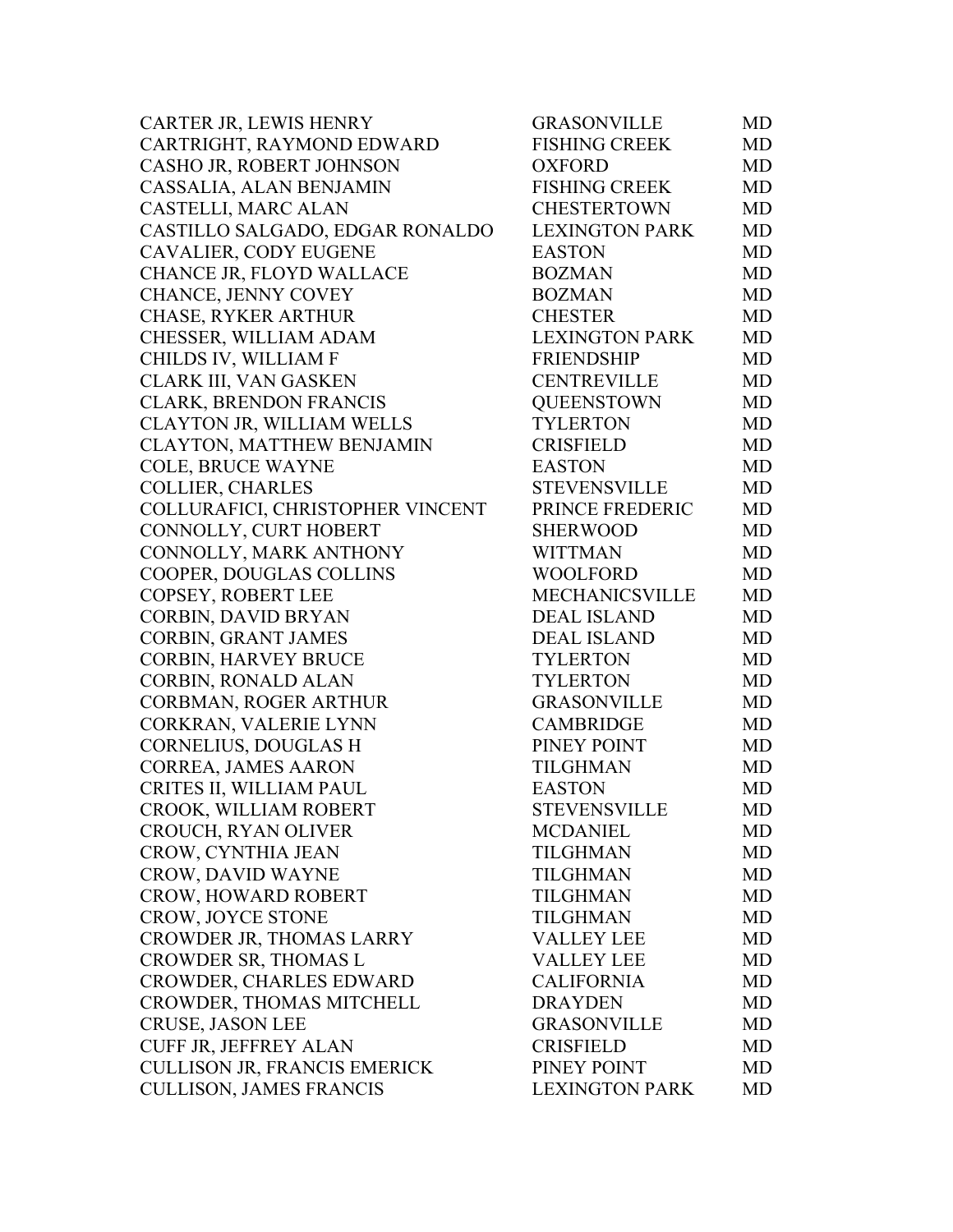| | | |
|---|---|---|
| CARTER JR, LEWIS HENRY | GRASONVILLE | MD |
| CARTRIGHT, RAYMOND EDWARD | FISHING CREEK | MD |
| CASHO JR, ROBERT JOHNSON | OXFORD | MD |
| CASSALIA, ALAN BENJAMIN | FISHING CREEK | MD |
| CASTELLI, MARC ALAN | CHESTERTOWN | MD |
| CASTILLO SALGADO, EDGAR RONALDO | LEXINGTON PARK | MD |
| CAVALIER, CODY EUGENE | EASTON | MD |
| CHANCE JR, FLOYD WALLACE | BOZMAN | MD |
| CHANCE, JENNY COVEY | BOZMAN | MD |
| CHASE, RYKER ARTHUR | CHESTER | MD |
| CHESSER, WILLIAM ADAM | LEXINGTON PARK | MD |
| CHILDS IV, WILLIAM F | FRIENDSHIP | MD |
| CLARK III, VAN GASKEN | CENTREVILLE | MD |
| CLARK, BRENDON FRANCIS | QUEENSTOWN | MD |
| CLAYTON JR, WILLIAM WELLS | TYLERTON | MD |
| CLAYTON, MATTHEW BENJAMIN | CRISFIELD | MD |
| COLE, BRUCE WAYNE | EASTON | MD |
| COLLIER, CHARLES | STEVENSVILLE | MD |
| COLLURAFICI, CHRISTOPHER VINCENT | PRINCE FREDERIC | MD |
| CONNOLLY, CURT HOBERT | SHERWOOD | MD |
| CONNOLLY, MARK ANTHONY | WITTMAN | MD |
| COOPER, DOUGLAS COLLINS | WOOLFORD | MD |
| COPSEY, ROBERT LEE | MECHANICSVILLE | MD |
| CORBIN, DAVID BRYAN | DEAL ISLAND | MD |
| CORBIN, GRANT JAMES | DEAL ISLAND | MD |
| CORBIN, HARVEY BRUCE | TYLERTON | MD |
| CORBIN, RONALD ALAN | TYLERTON | MD |
| CORBMAN, ROGER ARTHUR | GRASONVILLE | MD |
| CORKRAN, VALERIE LYNN | CAMBRIDGE | MD |
| CORNELIUS, DOUGLAS H | PINEY POINT | MD |
| CORREA, JAMES AARON | TILGHMAN | MD |
| CRITES II, WILLIAM PAUL | EASTON | MD |
| CROOK, WILLIAM ROBERT | STEVENSVILLE | MD |
| CROUCH, RYAN OLIVER | MCDANIEL | MD |
| CROW, CYNTHIA JEAN | TILGHMAN | MD |
| CROW, DAVID WAYNE | TILGHMAN | MD |
| CROW, HOWARD ROBERT | TILGHMAN | MD |
| CROW, JOYCE STONE | TILGHMAN | MD |
| CROWDER JR, THOMAS LARRY | VALLEY LEE | MD |
| CROWDER SR, THOMAS L | VALLEY LEE | MD |
| CROWDER, CHARLES EDWARD | CALIFORNIA | MD |
| CROWDER, THOMAS MITCHELL | DRAYDEN | MD |
| CRUSE, JASON LEE | GRASONVILLE | MD |
| CUFF JR, JEFFREY ALAN | CRISFIELD | MD |
| CULLISON JR, FRANCIS EMERICK | PINEY POINT | MD |
| CULLISON, JAMES FRANCIS | LEXINGTON PARK | MD |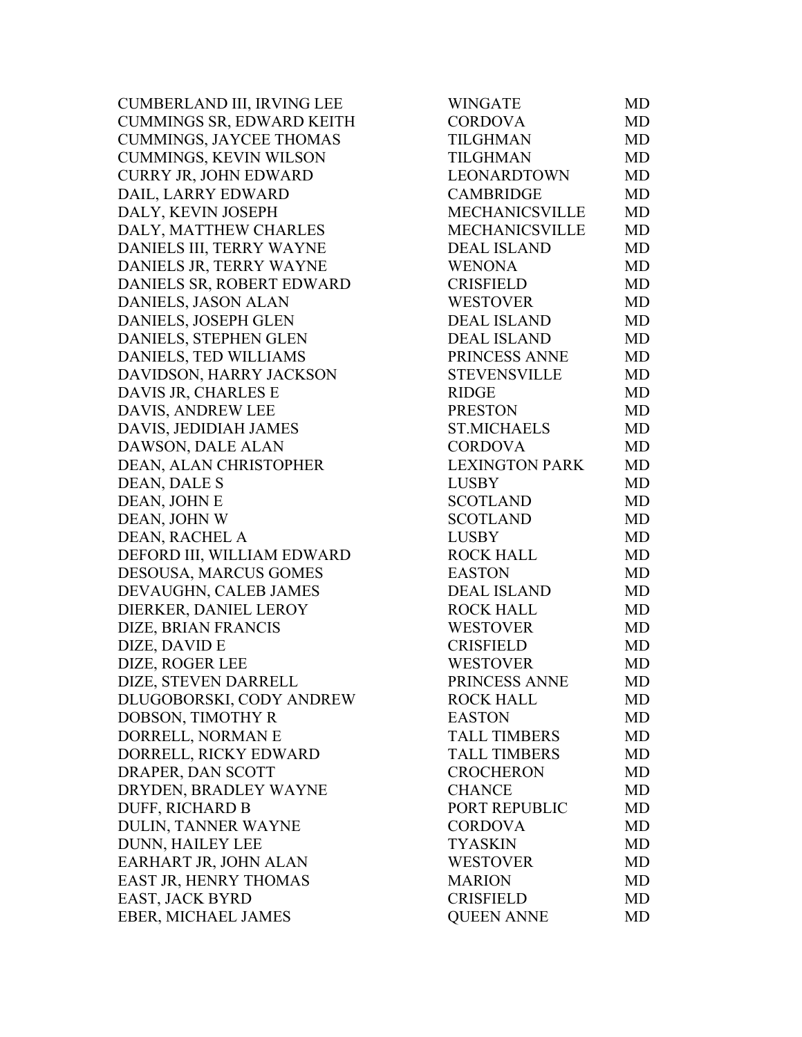| | | |
|---|---|---|
| CUMBERLAND III, IRVING LEE | WINGATE | MD |
| CUMMINGS SR, EDWARD KEITH | CORDOVA | MD |
| CUMMINGS, JAYCEE THOMAS | TILGHMAN | MD |
| CUMMINGS, KEVIN WILSON | TILGHMAN | MD |
| CURRY JR, JOHN EDWARD | LEONARDTOWN | MD |
| DAIL, LARRY EDWARD | CAMBRIDGE | MD |
| DALY, KEVIN JOSEPH | MECHANICSVILLE | MD |
| DALY, MATTHEW CHARLES | MECHANICSVILLE | MD |
| DANIELS III, TERRY WAYNE | DEAL ISLAND | MD |
| DANIELS JR, TERRY WAYNE | WENONA | MD |
| DANIELS SR, ROBERT EDWARD | CRISFIELD | MD |
| DANIELS, JASON ALAN | WESTOVER | MD |
| DANIELS, JOSEPH GLEN | DEAL ISLAND | MD |
| DANIELS, STEPHEN GLEN | DEAL ISLAND | MD |
| DANIELS, TED WILLIAMS | PRINCESS ANNE | MD |
| DAVIDSON, HARRY JACKSON | STEVENSVILLE | MD |
| DAVIS JR, CHARLES E | RIDGE | MD |
| DAVIS, ANDREW LEE | PRESTON | MD |
| DAVIS, JEDIDIAH JAMES | ST.MICHAELS | MD |
| DAWSON, DALE ALAN | CORDOVA | MD |
| DEAN, ALAN CHRISTOPHER | LEXINGTON PARK | MD |
| DEAN, DALE S | LUSBY | MD |
| DEAN, JOHN E | SCOTLAND | MD |
| DEAN, JOHN W | SCOTLAND | MD |
| DEAN, RACHEL A | LUSBY | MD |
| DEFORD III, WILLIAM EDWARD | ROCK HALL | MD |
| DESOUSA, MARCUS GOMES | EASTON | MD |
| DEVAUGHN, CALEB JAMES | DEAL ISLAND | MD |
| DIERKER, DANIEL LEROY | ROCK HALL | MD |
| DIZE, BRIAN FRANCIS | WESTOVER | MD |
| DIZE, DAVID E | CRISFIELD | MD |
| DIZE, ROGER LEE | WESTOVER | MD |
| DIZE, STEVEN DARRELL | PRINCESS ANNE | MD |
| DLUGOBORSKI, CODY ANDREW | ROCK HALL | MD |
| DOBSON, TIMOTHY R | EASTON | MD |
| DORRELL, NORMAN E | TALL TIMBERS | MD |
| DORRELL, RICKY EDWARD | TALL TIMBERS | MD |
| DRAPER, DAN SCOTT | CROCHERON | MD |
| DRYDEN, BRADLEY WAYNE | CHANCE | MD |
| DUFF, RICHARD B | PORT REPUBLIC | MD |
| DULIN, TANNER WAYNE | CORDOVA | MD |
| DUNN, HAILEY LEE | TYASKIN | MD |
| EARHART JR, JOHN ALAN | WESTOVER | MD |
| EAST JR, HENRY THOMAS | MARION | MD |
| EAST, JACK BYRD | CRISFIELD | MD |
| EBER, MICHAEL JAMES | QUEEN ANNE | MD |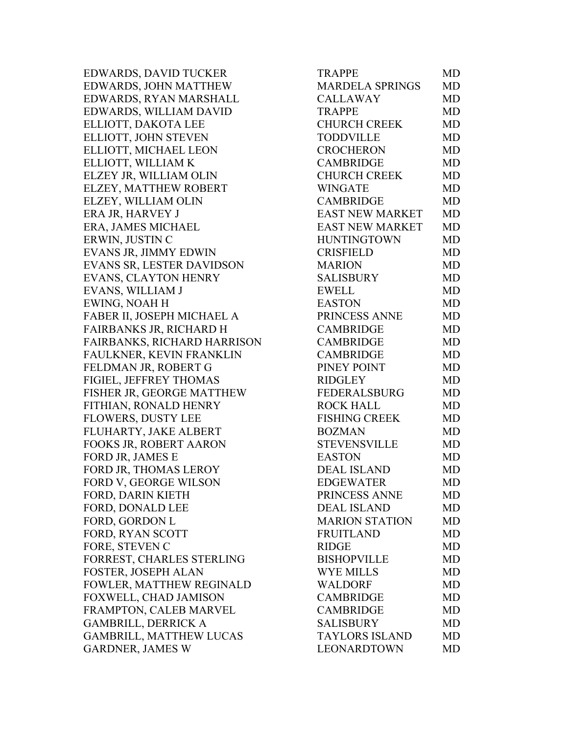| | | |
|---|---|---|
| EDWARDS, DAVID TUCKER | TRAPPE | MD |
| EDWARDS, JOHN MATTHEW | MARDELA SPRINGS | MD |
| EDWARDS, RYAN MARSHALL | CALLAWAY | MD |
| EDWARDS, WILLIAM DAVID | TRAPPE | MD |
| ELLIOTT, DAKOTA LEE | CHURCH CREEK | MD |
| ELLIOTT, JOHN STEVEN | TODDVILLE | MD |
| ELLIOTT, MICHAEL LEON | CROCHERON | MD |
| ELLIOTT, WILLIAM K | CAMBRIDGE | MD |
| ELZEY JR, WILLIAM OLIN | CHURCH CREEK | MD |
| ELZEY, MATTHEW ROBERT | WINGATE | MD |
| ELZEY, WILLIAM OLIN | CAMBRIDGE | MD |
| ERA JR, HARVEY J | EAST NEW MARKET | MD |
| ERA, JAMES MICHAEL | EAST NEW MARKET | MD |
| ERWIN, JUSTIN C | HUNTINGTOWN | MD |
| EVANS JR, JIMMY EDWIN | CRISFIELD | MD |
| EVANS SR, LESTER DAVIDSON | MARION | MD |
| EVANS, CLAYTON HENRY | SALISBURY | MD |
| EVANS, WILLIAM J | EWELL | MD |
| EWING, NOAH H | EASTON | MD |
| FABER II, JOSEPH MICHAEL A | PRINCESS ANNE | MD |
| FAIRBANKS JR, RICHARD H | CAMBRIDGE | MD |
| FAIRBANKS, RICHARD HARRISON | CAMBRIDGE | MD |
| FAULKNER, KEVIN FRANKLIN | CAMBRIDGE | MD |
| FELDMAN JR, ROBERT G | PINEY POINT | MD |
| FIGIEL, JEFFREY THOMAS | RIDGLEY | MD |
| FISHER JR, GEORGE MATTHEW | FEDERALSBURG | MD |
| FITHIAN, RONALD HENRY | ROCK HALL | MD |
| FLOWERS, DUSTY LEE | FISHING CREEK | MD |
| FLUHARTY, JAKE ALBERT | BOZMAN | MD |
| FOOKS JR, ROBERT AARON | STEVENSVILLE | MD |
| FORD JR, JAMES E | EASTON | MD |
| FORD JR, THOMAS LEROY | DEAL ISLAND | MD |
| FORD V, GEORGE WILSON | EDGEWATER | MD |
| FORD, DARIN KIETH | PRINCESS ANNE | MD |
| FORD, DONALD LEE | DEAL ISLAND | MD |
| FORD, GORDON L | MARION STATION | MD |
| FORD, RYAN SCOTT | FRUITLAND | MD |
| FORE, STEVEN C | RIDGE | MD |
| FORREST, CHARLES STERLING | BISHOPVILLE | MD |
| FOSTER, JOSEPH ALAN | WYE MILLS | MD |
| FOWLER, MATTHEW REGINALD | WALDORF | MD |
| FOXWELL, CHAD JAMISON | CAMBRIDGE | MD |
| FRAMPTON, CALEB MARVEL | CAMBRIDGE | MD |
| GAMBRILL, DERRICK A | SALISBURY | MD |
| GAMBRILL, MATTHEW LUCAS | TAYLORS ISLAND | MD |
| GARDNER, JAMES W | LEONARDTOWN | MD |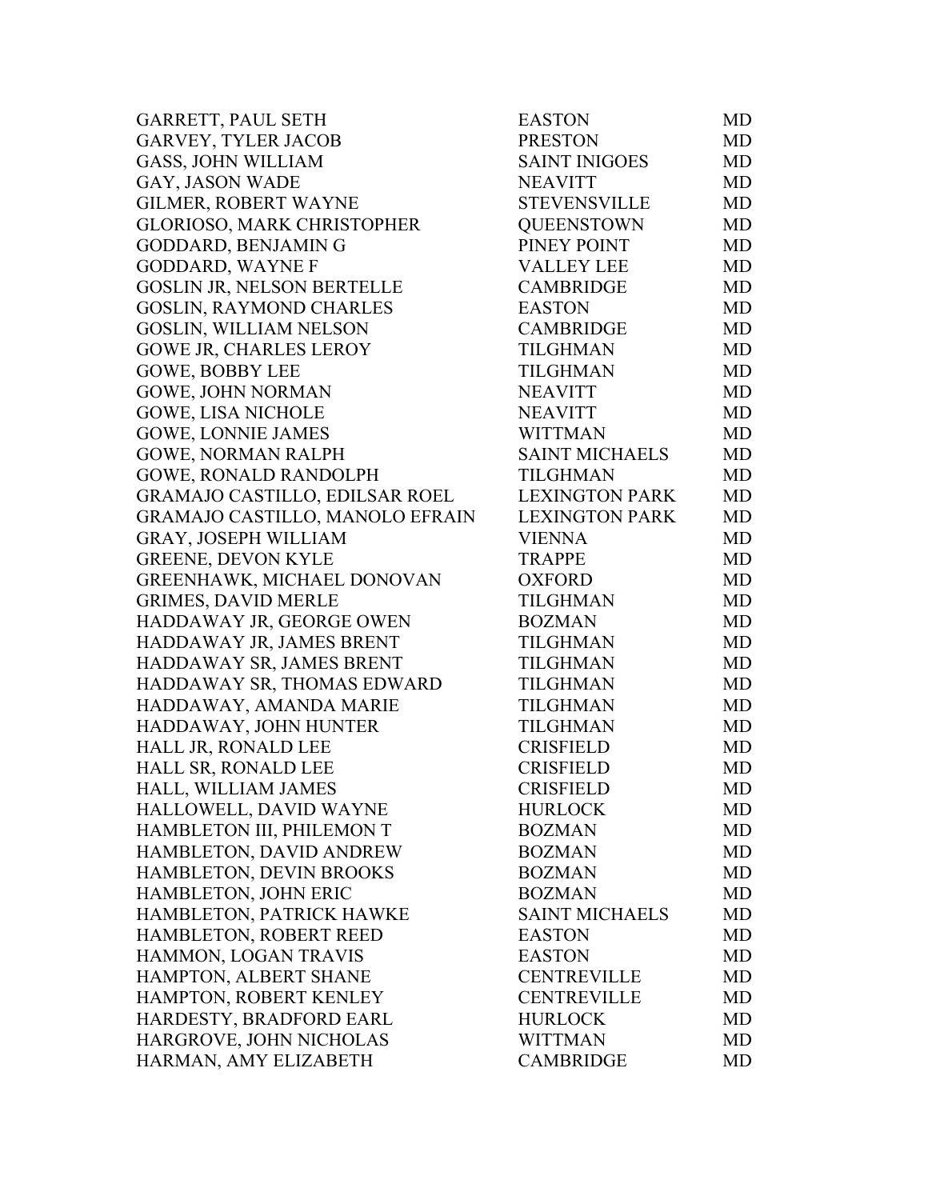| | | |
|---|---|---|
| GARRETT, PAUL SETH | EASTON | MD |
| GARVEY, TYLER JACOB | PRESTON | MD |
| GASS, JOHN WILLIAM | SAINT INIGOES | MD |
| GAY, JASON WADE | NEAVITT | MD |
| GILMER, ROBERT WAYNE | STEVENSVILLE | MD |
| GLORIOSO, MARK CHRISTOPHER | QUEENSTOWN | MD |
| GODDARD, BENJAMIN G | PINEY POINT | MD |
| GODDARD, WAYNE F | VALLEY LEE | MD |
| GOSLIN JR, NELSON BERTELLE | CAMBRIDGE | MD |
| GOSLIN, RAYMOND CHARLES | EASTON | MD |
| GOSLIN, WILLIAM NELSON | CAMBRIDGE | MD |
| GOWE JR, CHARLES LEROY | TILGHMAN | MD |
| GOWE, BOBBY LEE | TILGHMAN | MD |
| GOWE, JOHN NORMAN | NEAVITT | MD |
| GOWE, LISA NICHOLE | NEAVITT | MD |
| GOWE, LONNIE JAMES | WITTMAN | MD |
| GOWE, NORMAN RALPH | SAINT MICHAELS | MD |
| GOWE, RONALD RANDOLPH | TILGHMAN | MD |
| GRAMAJO CASTILLO, EDILSAR ROEL | LEXINGTON PARK | MD |
| GRAMAJO CASTILLO, MANOLO EFRAIN | LEXINGTON PARK | MD |
| GRAY, JOSEPH WILLIAM | VIENNA | MD |
| GREENE, DEVON KYLE | TRAPPE | MD |
| GREENHAWK, MICHAEL DONOVAN | OXFORD | MD |
| GRIMES, DAVID MERLE | TILGHMAN | MD |
| HADDAWAY JR, GEORGE OWEN | BOZMAN | MD |
| HADDAWAY JR, JAMES BRENT | TILGHMAN | MD |
| HADDAWAY SR, JAMES BRENT | TILGHMAN | MD |
| HADDAWAY SR, THOMAS EDWARD | TILGHMAN | MD |
| HADDAWAY, AMANDA MARIE | TILGHMAN | MD |
| HADDAWAY, JOHN HUNTER | TILGHMAN | MD |
| HALL JR, RONALD LEE | CRISFIELD | MD |
| HALL SR, RONALD LEE | CRISFIELD | MD |
| HALL, WILLIAM JAMES | CRISFIELD | MD |
| HALLOWELL, DAVID WAYNE | HURLOCK | MD |
| HAMBLETON III, PHILEMON T | BOZMAN | MD |
| HAMBLETON, DAVID ANDREW | BOZMAN | MD |
| HAMBLETON, DEVIN BROOKS | BOZMAN | MD |
| HAMBLETON, JOHN ERIC | BOZMAN | MD |
| HAMBLETON, PATRICK HAWKE | SAINT MICHAELS | MD |
| HAMBLETON, ROBERT REED | EASTON | MD |
| HAMMON, LOGAN TRAVIS | EASTON | MD |
| HAMPTON, ALBERT SHANE | CENTREVILLE | MD |
| HAMPTON, ROBERT KENLEY | CENTREVILLE | MD |
| HARDESTY, BRADFORD EARL | HURLOCK | MD |
| HARGROVE, JOHN NICHOLAS | WITTMAN | MD |
| HARMAN, AMY ELIZABETH | CAMBRIDGE | MD |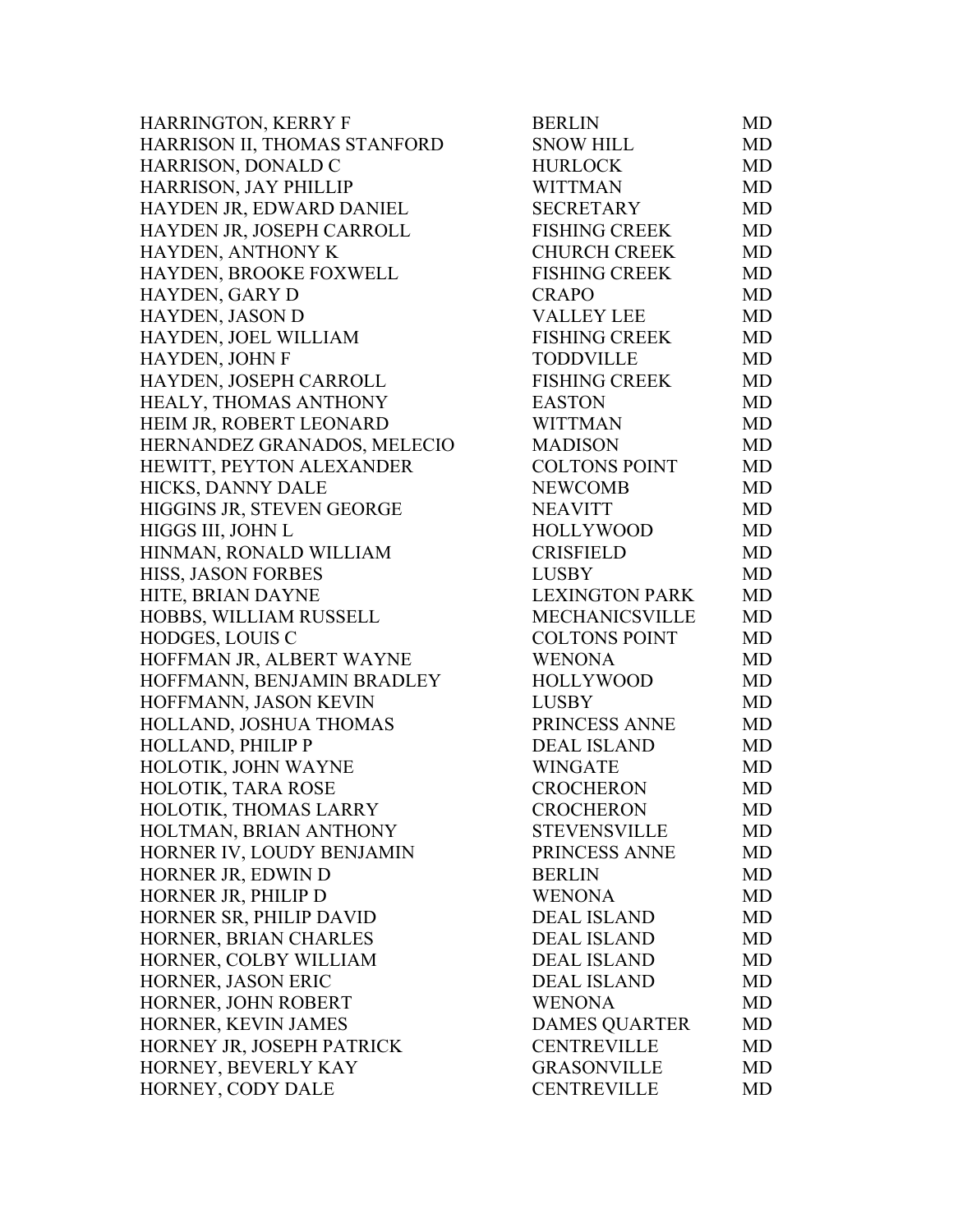| | | |
|---|---|---|
| HARRINGTON, KERRY F | BERLIN | MD |
| HARRISON II, THOMAS STANFORD | SNOW HILL | MD |
| HARRISON, DONALD C | HURLOCK | MD |
| HARRISON, JAY PHILLIP | WITTMAN | MD |
| HAYDEN JR, EDWARD DANIEL | SECRETARY | MD |
| HAYDEN JR, JOSEPH CARROLL | FISHING CREEK | MD |
| HAYDEN, ANTHONY K | CHURCH CREEK | MD |
| HAYDEN, BROOKE FOXWELL | FISHING CREEK | MD |
| HAYDEN, GARY D | CRAPO | MD |
| HAYDEN, JASON D | VALLEY LEE | MD |
| HAYDEN, JOEL WILLIAM | FISHING CREEK | MD |
| HAYDEN, JOHN F | TODDVILLE | MD |
| HAYDEN, JOSEPH CARROLL | FISHING CREEK | MD |
| HEALY, THOMAS ANTHONY | EASTON | MD |
| HEIM JR, ROBERT LEONARD | WITTMAN | MD |
| HERNANDEZ GRANADOS, MELECIO | MADISON | MD |
| HEWITT, PEYTON ALEXANDER | COLTONS POINT | MD |
| HICKS, DANNY DALE | NEWCOMB | MD |
| HIGGINS JR, STEVEN GEORGE | NEAVITT | MD |
| HIGGS III, JOHN L | HOLLYWOOD | MD |
| HINMAN, RONALD WILLIAM | CRISFIELD | MD |
| HISS, JASON FORBES | LUSBY | MD |
| HITE, BRIAN DAYNE | LEXINGTON PARK | MD |
| HOBBS, WILLIAM RUSSELL | MECHANICSVILLE | MD |
| HODGES, LOUIS C | COLTONS POINT | MD |
| HOFFMAN JR, ALBERT WAYNE | WENONA | MD |
| HOFFMANN, BENJAMIN BRADLEY | HOLLYWOOD | MD |
| HOFFMANN, JASON KEVIN | LUSBY | MD |
| HOLLAND, JOSHUA THOMAS | PRINCESS ANNE | MD |
| HOLLAND, PHILIP P | DEAL ISLAND | MD |
| HOLOTIK, JOHN WAYNE | WINGATE | MD |
| HOLOTIK, TARA ROSE | CROCHERON | MD |
| HOLOTIK, THOMAS LARRY | CROCHERON | MD |
| HOLTMAN, BRIAN ANTHONY | STEVENSVILLE | MD |
| HORNER IV, LOUDY BENJAMIN | PRINCESS ANNE | MD |
| HORNER JR, EDWIN D | BERLIN | MD |
| HORNER JR, PHILIP D | WENONA | MD |
| HORNER SR, PHILIP DAVID | DEAL ISLAND | MD |
| HORNER, BRIAN CHARLES | DEAL ISLAND | MD |
| HORNER, COLBY WILLIAM | DEAL ISLAND | MD |
| HORNER, JASON ERIC | DEAL ISLAND | MD |
| HORNER, JOHN ROBERT | WENONA | MD |
| HORNER, KEVIN JAMES | DAMES QUARTER | MD |
| HORNEY JR, JOSEPH PATRICK | CENTREVILLE | MD |
| HORNEY, BEVERLY KAY | GRASONVILLE | MD |
| HORNEY, CODY DALE | CENTREVILLE | MD |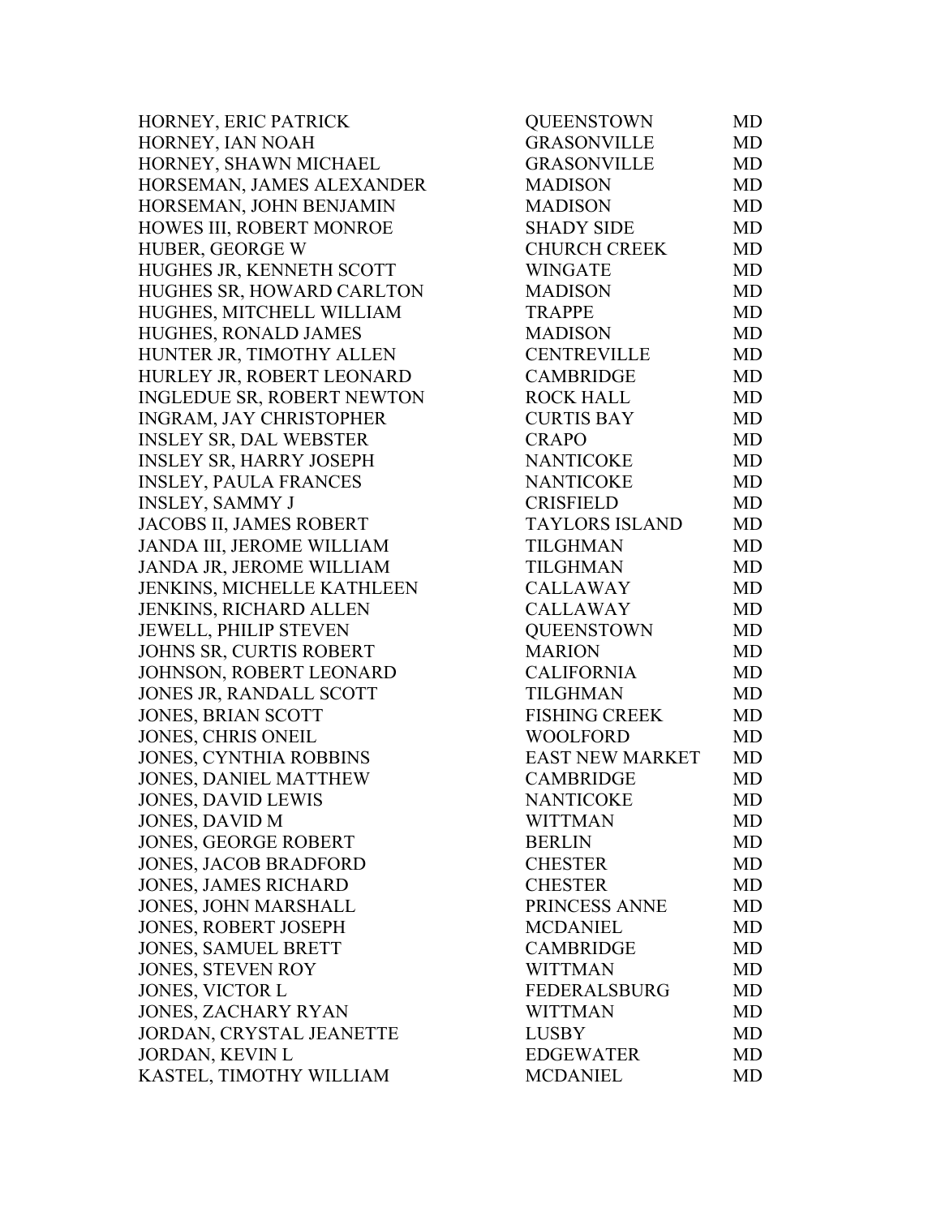| | | |
|---|---|---|
| HORNEY, ERIC PATRICK | QUEENSTOWN | MD |
| HORNEY, IAN NOAH | GRASONVILLE | MD |
| HORNEY, SHAWN MICHAEL | GRASONVILLE | MD |
| HORSEMAN, JAMES ALEXANDER | MADISON | MD |
| HORSEMAN, JOHN BENJAMIN | MADISON | MD |
| HOWES III, ROBERT MONROE | SHADY SIDE | MD |
| HUBER, GEORGE W | CHURCH CREEK | MD |
| HUGHES JR, KENNETH SCOTT | WINGATE | MD |
| HUGHES SR, HOWARD CARLTON | MADISON | MD |
| HUGHES, MITCHELL WILLIAM | TRAPPE | MD |
| HUGHES, RONALD JAMES | MADISON | MD |
| HUNTER JR, TIMOTHY ALLEN | CENTREVILLE | MD |
| HURLEY JR, ROBERT LEONARD | CAMBRIDGE | MD |
| INGLEDUE SR, ROBERT NEWTON | ROCK HALL | MD |
| INGRAM, JAY CHRISTOPHER | CURTIS BAY | MD |
| INSLEY SR, DAL WEBSTER | CRAPO | MD |
| INSLEY SR, HARRY JOSEPH | NANTICOKE | MD |
| INSLEY, PAULA FRANCES | NANTICOKE | MD |
| INSLEY, SAMMY J | CRISFIELD | MD |
| JACOBS II, JAMES ROBERT | TAYLORS ISLAND | MD |
| JANDA III, JEROME WILLIAM | TILGHMAN | MD |
| JANDA JR, JEROME WILLIAM | TILGHMAN | MD |
| JENKINS, MICHELLE KATHLEEN | CALLAWAY | MD |
| JENKINS, RICHARD ALLEN | CALLAWAY | MD |
| JEWELL, PHILIP STEVEN | QUEENSTOWN | MD |
| JOHNS SR, CURTIS ROBERT | MARION | MD |
| JOHNSON, ROBERT LEONARD | CALIFORNIA | MD |
| JONES JR, RANDALL SCOTT | TILGHMAN | MD |
| JONES, BRIAN SCOTT | FISHING CREEK | MD |
| JONES, CHRIS ONEIL | WOOLFORD | MD |
| JONES, CYNTHIA ROBBINS | EAST NEW MARKET | MD |
| JONES, DANIEL MATTHEW | CAMBRIDGE | MD |
| JONES, DAVID LEWIS | NANTICOKE | MD |
| JONES, DAVID M | WITTMAN | MD |
| JONES, GEORGE ROBERT | BERLIN | MD |
| JONES, JACOB BRADFORD | CHESTER | MD |
| JONES, JAMES RICHARD | CHESTER | MD |
| JONES, JOHN MARSHALL | PRINCESS ANNE | MD |
| JONES, ROBERT JOSEPH | MCDANIEL | MD |
| JONES, SAMUEL BRETT | CAMBRIDGE | MD |
| JONES, STEVEN ROY | WITTMAN | MD |
| JONES, VICTOR L | FEDERALSBURG | MD |
| JONES, ZACHARY RYAN | WITTMAN | MD |
| JORDAN, CRYSTAL JEANETTE | LUSBY | MD |
| JORDAN, KEVIN L | EDGEWATER | MD |
| KASTEL, TIMOTHY WILLIAM | MCDANIEL | MD |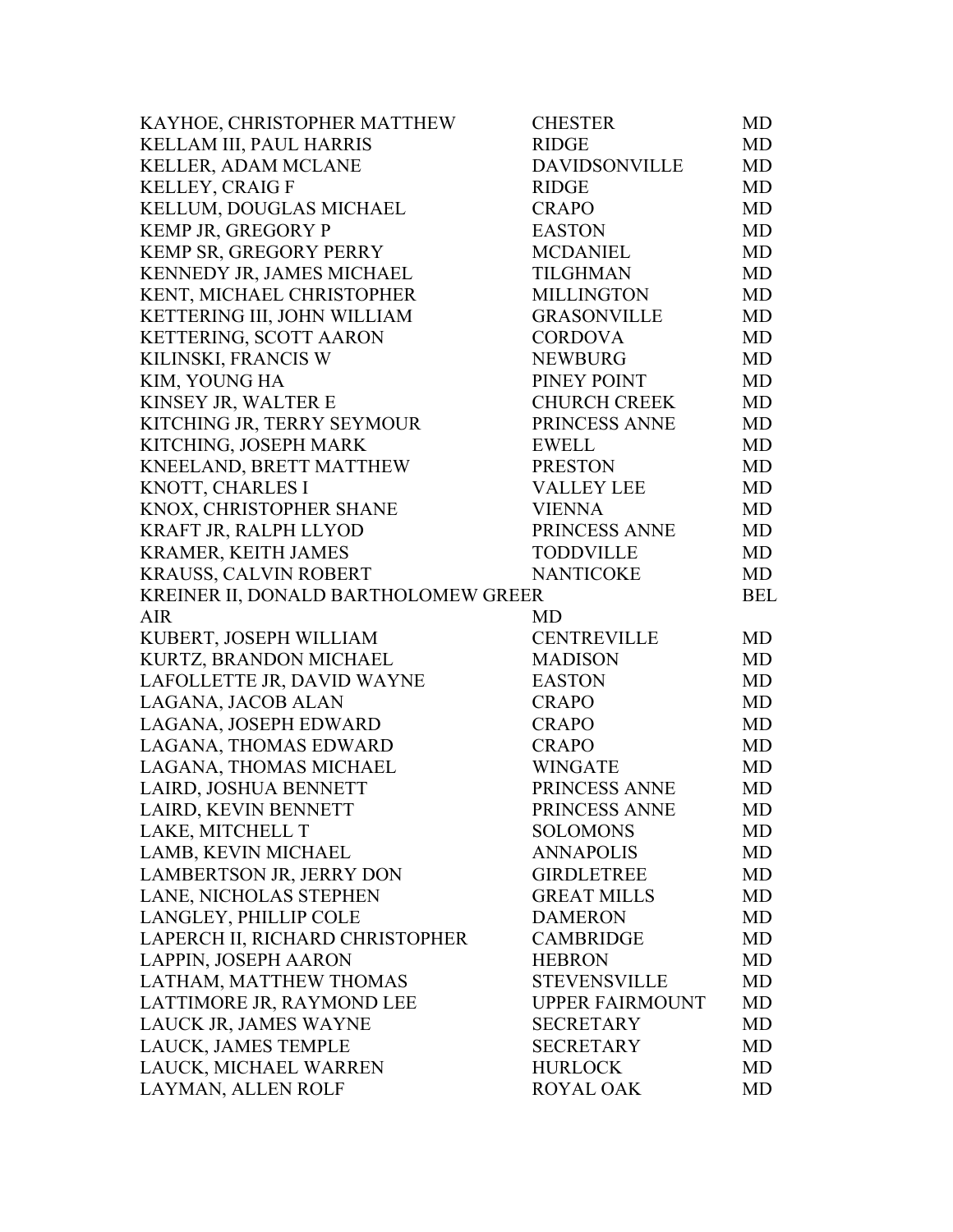| | | |
|---|---|---|
| KAYHOE, CHRISTOPHER MATTHEW | CHESTER | MD |
| KELLAM III, PAUL HARRIS | RIDGE | MD |
| KELLER, ADAM MCLANE | DAVIDSONVILLE | MD |
| KELLEY, CRAIG F | RIDGE | MD |
| KELLUM, DOUGLAS MICHAEL | CRAPO | MD |
| KEMP JR, GREGORY P | EASTON | MD |
| KEMP SR, GREGORY PERRY | MCDANIEL | MD |
| KENNEDY JR, JAMES MICHAEL | TILGHMAN | MD |
| KENT, MICHAEL CHRISTOPHER | MILLINGTON | MD |
| KETTERING III, JOHN WILLIAM | GRASONVILLE | MD |
| KETTERING, SCOTT AARON | CORDOVA | MD |
| KILINSKI, FRANCIS W | NEWBURG | MD |
| KIM, YOUNG HA | PINEY POINT | MD |
| KINSEY JR, WALTER E | CHURCH CREEK | MD |
| KITCHING JR, TERRY SEYMOUR | PRINCESS ANNE | MD |
| KITCHING, JOSEPH MARK | EWELL | MD |
| KNEELAND, BRETT MATTHEW | PRESTON | MD |
| KNOTT, CHARLES I | VALLEY LEE | MD |
| KNOX, CHRISTOPHER SHANE | VIENNA | MD |
| KRAFT JR, RALPH LLYOD | PRINCESS ANNE | MD |
| KRAMER, KEITH JAMES | TODDVILLE | MD |
| KRAUSS, CALVIN ROBERT | NANTICOKE | MD |
| KREINER II, DONALD BARTHOLOMEW GREER | BEL AIR | MD |
| KUBERT, JOSEPH WILLIAM | CENTREVILLE | MD |
| KURTZ, BRANDON MICHAEL | MADISON | MD |
| LAFOLLETTE JR, DAVID WAYNE | EASTON | MD |
| LAGANA, JACOB ALAN | CRAPO | MD |
| LAGANA, JOSEPH EDWARD | CRAPO | MD |
| LAGANA, THOMAS EDWARD | CRAPO | MD |
| LAGANA, THOMAS MICHAEL | WINGATE | MD |
| LAIRD, JOSHUA BENNETT | PRINCESS ANNE | MD |
| LAIRD, KEVIN BENNETT | PRINCESS ANNE | MD |
| LAKE, MITCHELL T | SOLOMONS | MD |
| LAMB, KEVIN MICHAEL | ANNAPOLIS | MD |
| LAMBERTSON JR, JERRY DON | GIRDLETREE | MD |
| LANE, NICHOLAS STEPHEN | GREAT MILLS | MD |
| LANGLEY, PHILLIP COLE | DAMERON | MD |
| LAPERCH II, RICHARD CHRISTOPHER | CAMBRIDGE | MD |
| LAPPIN, JOSEPH AARON | HEBRON | MD |
| LATHAM, MATTHEW THOMAS | STEVENSVILLE | MD |
| LATTIMORE JR, RAYMOND LEE | UPPER FAIRMOUNT | MD |
| LAUCK JR, JAMES WAYNE | SECRETARY | MD |
| LAUCK, JAMES TEMPLE | SECRETARY | MD |
| LAUCK, MICHAEL WARREN | HURLOCK | MD |
| LAYMAN, ALLEN ROLF | ROYAL OAK | MD |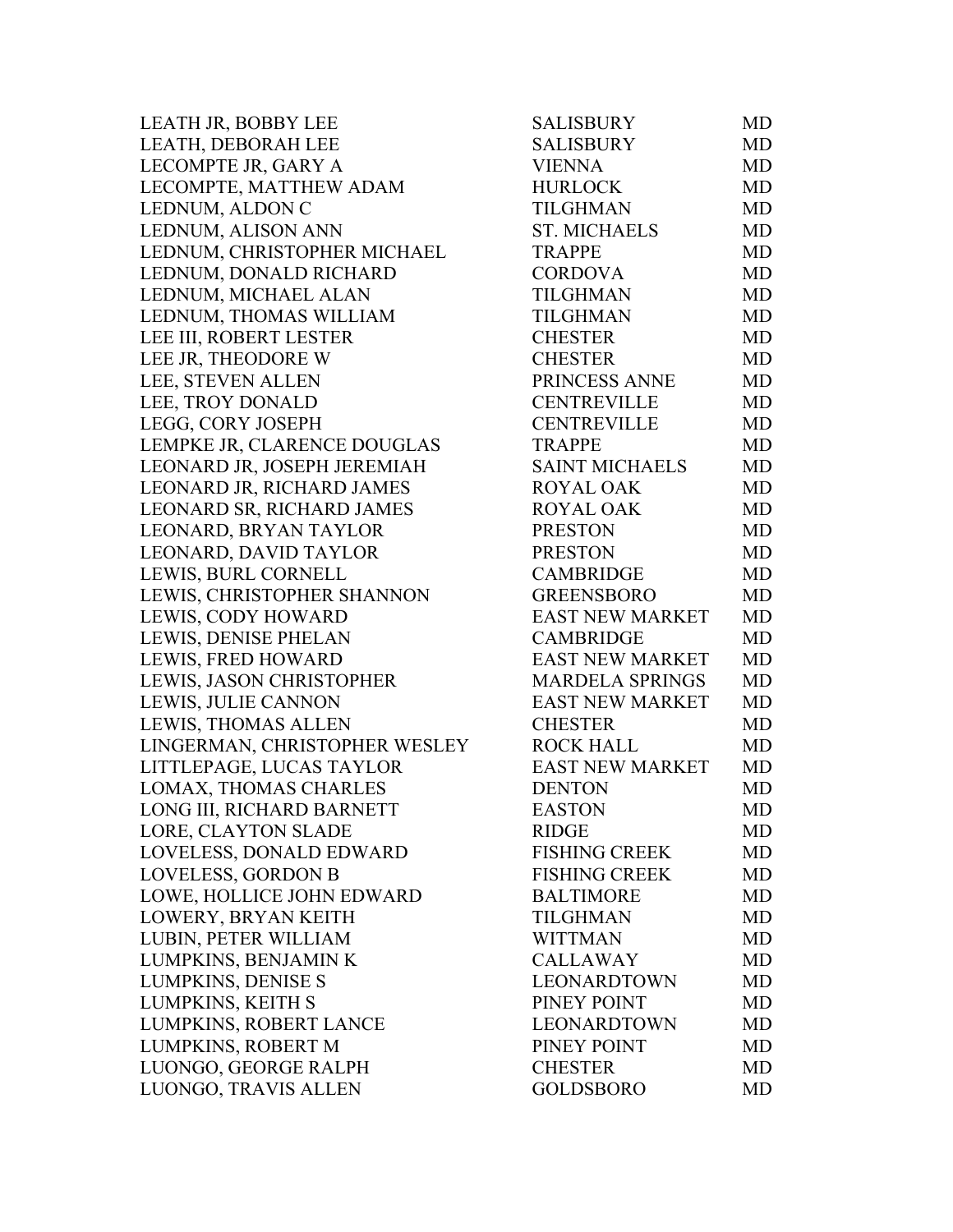| | | |
|---|---|---|
| LEATH JR, BOBBY LEE | SALISBURY | MD |
| LEATH, DEBORAH LEE | SALISBURY | MD |
| LECOMPTE JR, GARY A | VIENNA | MD |
| LECOMPTE, MATTHEW ADAM | HURLOCK | MD |
| LEDNUM, ALDON C | TILGHMAN | MD |
| LEDNUM, ALISON ANN | ST. MICHAELS | MD |
| LEDNUM, CHRISTOPHER MICHAEL | TRAPPE | MD |
| LEDNUM, DONALD RICHARD | CORDOVA | MD |
| LEDNUM, MICHAEL ALAN | TILGHMAN | MD |
| LEDNUM, THOMAS WILLIAM | TILGHMAN | MD |
| LEE III, ROBERT LESTER | CHESTER | MD |
| LEE JR, THEODORE W | CHESTER | MD |
| LEE, STEVEN ALLEN | PRINCESS ANNE | MD |
| LEE, TROY DONALD | CENTREVILLE | MD |
| LEGG, CORY JOSEPH | CENTREVILLE | MD |
| LEMPKE JR, CLARENCE DOUGLAS | TRAPPE | MD |
| LEONARD JR, JOSEPH JEREMIAH | SAINT MICHAELS | MD |
| LEONARD JR, RICHARD JAMES | ROYAL OAK | MD |
| LEONARD SR, RICHARD JAMES | ROYAL OAK | MD |
| LEONARD, BRYAN TAYLOR | PRESTON | MD |
| LEONARD, DAVID TAYLOR | PRESTON | MD |
| LEWIS, BURL CORNELL | CAMBRIDGE | MD |
| LEWIS, CHRISTOPHER SHANNON | GREENSBORO | MD |
| LEWIS, CODY HOWARD | EAST NEW MARKET | MD |
| LEWIS, DENISE PHELAN | CAMBRIDGE | MD |
| LEWIS, FRED HOWARD | EAST NEW MARKET | MD |
| LEWIS, JASON CHRISTOPHER | MARDELA SPRINGS | MD |
| LEWIS, JULIE CANNON | EAST NEW MARKET | MD |
| LEWIS, THOMAS ALLEN | CHESTER | MD |
| LINGERMAN, CHRISTOPHER WESLEY | ROCK HALL | MD |
| LITTLEPAGE, LUCAS TAYLOR | EAST NEW MARKET | MD |
| LOMAX, THOMAS CHARLES | DENTON | MD |
| LONG III, RICHARD BARNETT | EASTON | MD |
| LORE, CLAYTON SLADE | RIDGE | MD |
| LOVELESS, DONALD EDWARD | FISHING CREEK | MD |
| LOVELESS, GORDON B | FISHING CREEK | MD |
| LOWE, HOLLICE JOHN EDWARD | BALTIMORE | MD |
| LOWERY, BRYAN KEITH | TILGHMAN | MD |
| LUBIN, PETER WILLIAM | WITTMAN | MD |
| LUMPKINS, BENJAMIN K | CALLAWAY | MD |
| LUMPKINS, DENISE S | LEONARDTOWN | MD |
| LUMPKINS, KEITH S | PINEY POINT | MD |
| LUMPKINS, ROBERT LANCE | LEONARDTOWN | MD |
| LUMPKINS, ROBERT M | PINEY POINT | MD |
| LUONGO, GEORGE RALPH | CHESTER | MD |
| LUONGO, TRAVIS ALLEN | GOLDSBORO | MD |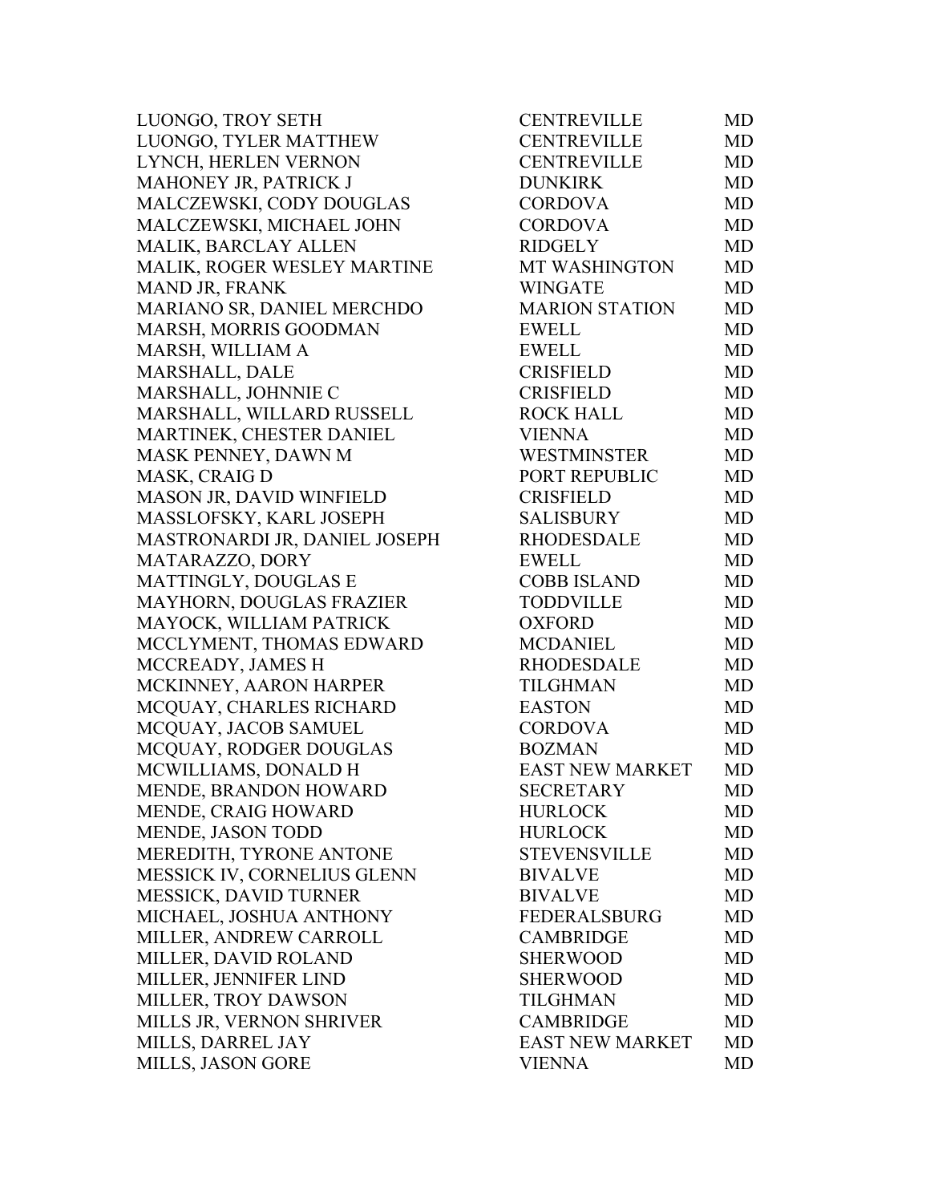| | | |
|---|---|---|
| LUONGO, TROY SETH | CENTREVILLE | MD |
| LUONGO, TYLER MATTHEW | CENTREVILLE | MD |
| LYNCH, HERLEN VERNON | CENTREVILLE | MD |
| MAHONEY JR, PATRICK J | DUNKIRK | MD |
| MALCZEWSKI, CODY DOUGLAS | CORDOVA | MD |
| MALCZEWSKI, MICHAEL JOHN | CORDOVA | MD |
| MALIK, BARCLAY ALLEN | RIDGELY | MD |
| MALIK, ROGER WESLEY MARTINE | MT WASHINGTON | MD |
| MAND JR, FRANK | WINGATE | MD |
| MARIANO SR, DANIEL MERCHDO | MARION STATION | MD |
| MARSH, MORRIS GOODMAN | EWELL | MD |
| MARSH, WILLIAM A | EWELL | MD |
| MARSHALL, DALE | CRISFIELD | MD |
| MARSHALL, JOHNNIE C | CRISFIELD | MD |
| MARSHALL, WILLARD RUSSELL | ROCK HALL | MD |
| MARTINEK, CHESTER DANIEL | VIENNA | MD |
| MASK PENNEY, DAWN M | WESTMINSTER | MD |
| MASK, CRAIG D | PORT REPUBLIC | MD |
| MASON JR, DAVID WINFIELD | CRISFIELD | MD |
| MASSLOFSKY, KARL JOSEPH | SALISBURY | MD |
| MASTRONARDI JR, DANIEL JOSEPH | RHODESDALE | MD |
| MATARAZZO, DORY | EWELL | MD |
| MATTINGLY, DOUGLAS E | COBB ISLAND | MD |
| MAYHORN, DOUGLAS FRAZIER | TODDVILLE | MD |
| MAYOCK, WILLIAM PATRICK | OXFORD | MD |
| MCCLYMENT, THOMAS EDWARD | MCDANIEL | MD |
| MCCREADY, JAMES H | RHODESDALE | MD |
| MCKINNEY, AARON HARPER | TILGHMAN | MD |
| MCQUAY, CHARLES RICHARD | EASTON | MD |
| MCQUAY, JACOB SAMUEL | CORDOVA | MD |
| MCQUAY, RODGER DOUGLAS | BOZMAN | MD |
| MCWILLIAMS, DONALD H | EAST NEW MARKET | MD |
| MENDE, BRANDON HOWARD | SECRETARY | MD |
| MENDE, CRAIG HOWARD | HURLOCK | MD |
| MENDE, JASON TODD | HURLOCK | MD |
| MEREDITH, TYRONE ANTONE | STEVENSVILLE | MD |
| MESSICK IV, CORNELIUS GLENN | BIVALVE | MD |
| MESSICK, DAVID TURNER | BIVALVE | MD |
| MICHAEL, JOSHUA ANTHONY | FEDERALSBURG | MD |
| MILLER, ANDREW CARROLL | CAMBRIDGE | MD |
| MILLER, DAVID ROLAND | SHERWOOD | MD |
| MILLER, JENNIFER LIND | SHERWOOD | MD |
| MILLER, TROY DAWSON | TILGHMAN | MD |
| MILLS JR, VERNON SHRIVER | CAMBRIDGE | MD |
| MILLS, DARREL JAY | EAST NEW MARKET | MD |
| MILLS, JASON GORE | VIENNA | MD |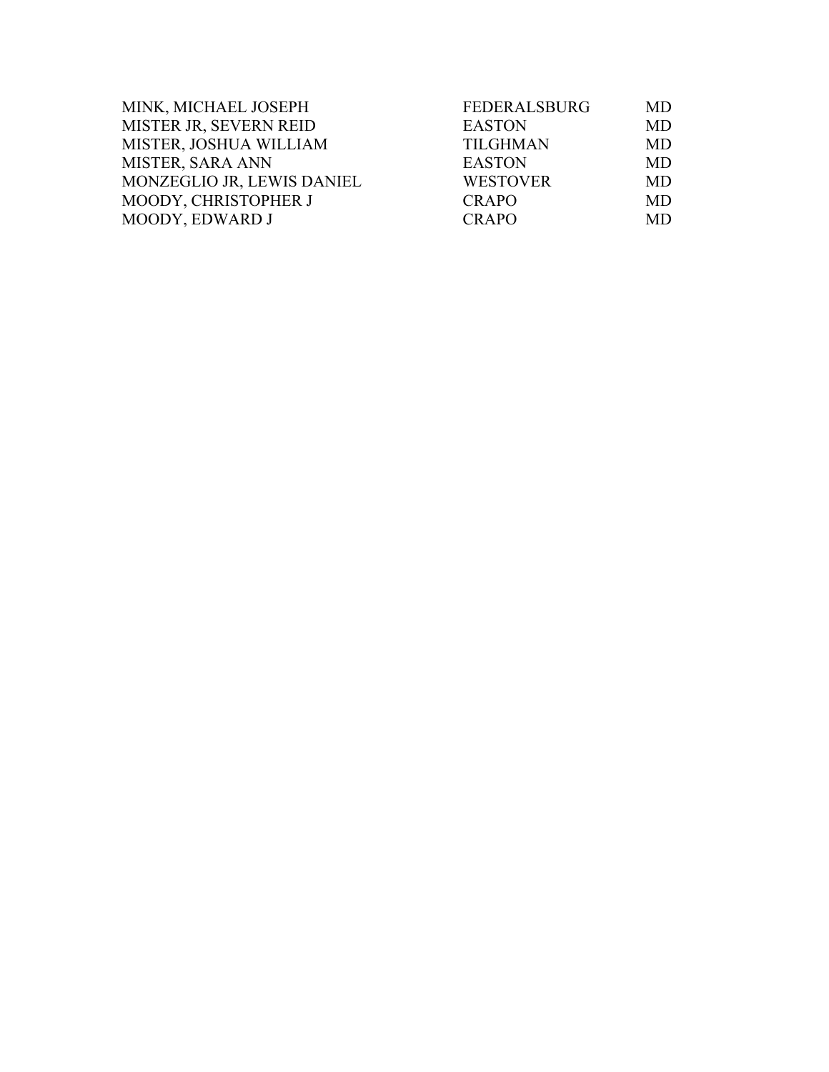| | | |
|---|---|---|
| MINK, MICHAEL JOSEPH | FEDERALSBURG | MD |
| MISTER JR, SEVERN REID | EASTON | MD |
| MISTER, JOSHUA WILLIAM | TILGHMAN | MD |
| MISTER, SARA ANN | EASTON | MD |
| MONZEGLIO JR, LEWIS DANIEL | WESTOVER | MD |
| MOODY, CHRISTOPHER J | CRAPO | MD |
| MOODY, EDWARD J | CRAPO | MD |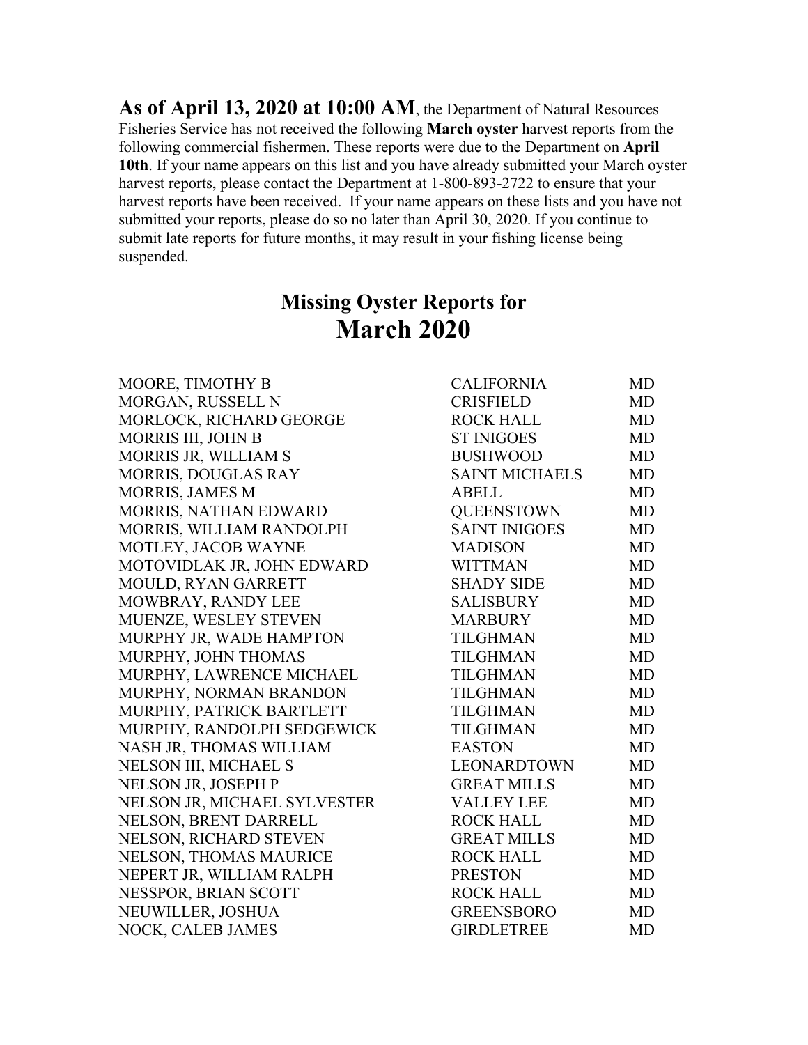**As of April 13, 2020 at 10:00 AM**, the Department of Natural Resources Fisheries Service has not received the following **March oyster** harvest reports from the following commercial fishermen. These reports were due to the Department on **April 10th**. If your name appears on this list and you have already submitted your March oyster harvest reports, please contact the Department at 1-800-893-2722 to ensure that your harvest reports have been received. If your name appears on these lists and you have not submitted your reports, please do so no later than April 30, 2020. If you continue to submit late reports for future months, it may result in your fishing license being suspended.

## Missing Oyster Reports for
# March 2020

| | | |
|---|---|---|
| MOORE, TIMOTHY B | CALIFORNIA | MD |
| MORGAN, RUSSELL N | CRISFIELD | MD |
| MORLOCK, RICHARD GEORGE | ROCK HALL | MD |
| MORRIS III, JOHN B | ST INIGOES | MD |
| MORRIS JR, WILLIAM S | BUSHWOOD | MD |
| MORRIS, DOUGLAS RAY | SAINT MICHAELS | MD |
| MORRIS, JAMES M | ABELL | MD |
| MORRIS, NATHAN EDWARD | QUEENSTOWN | MD |
| MORRIS, WILLIAM RANDOLPH | SAINT INIGOES | MD |
| MOTLEY, JACOB WAYNE | MADISON | MD |
| MOTOVIDLAK JR, JOHN EDWARD | WITTMAN | MD |
| MOULD, RYAN GARRETT | SHADY SIDE | MD |
| MOWBRAY, RANDY LEE | SALISBURY | MD |
| MUENZE, WESLEY STEVEN | MARBURY | MD |
| MURPHY JR, WADE HAMPTON | TILGHMAN | MD |
| MURPHY, JOHN THOMAS | TILGHMAN | MD |
| MURPHY, LAWRENCE MICHAEL | TILGHMAN | MD |
| MURPHY, NORMAN BRANDON | TILGHMAN | MD |
| MURPHY, PATRICK BARTLETT | TILGHMAN | MD |
| MURPHY, RANDOLPH SEDGEWICK | TILGHMAN | MD |
| NASH JR, THOMAS WILLIAM | EASTON | MD |
| NELSON III, MICHAEL S | LEONARDTOWN | MD |
| NELSON JR, JOSEPH P | GREAT MILLS | MD |
| NELSON JR, MICHAEL SYLVESTER | VALLEY LEE | MD |
| NELSON, BRENT DARRELL | ROCK HALL | MD |
| NELSON, RICHARD STEVEN | GREAT MILLS | MD |
| NELSON, THOMAS MAURICE | ROCK HALL | MD |
| NEPERT JR, WILLIAM RALPH | PRESTON | MD |
| NESSPOR, BRIAN SCOTT | ROCK HALL | MD |
| NEUWILLER, JOSHUA | GREENSBORO | MD |
| NOCK, CALEB JAMES | GIRDLETREE | MD |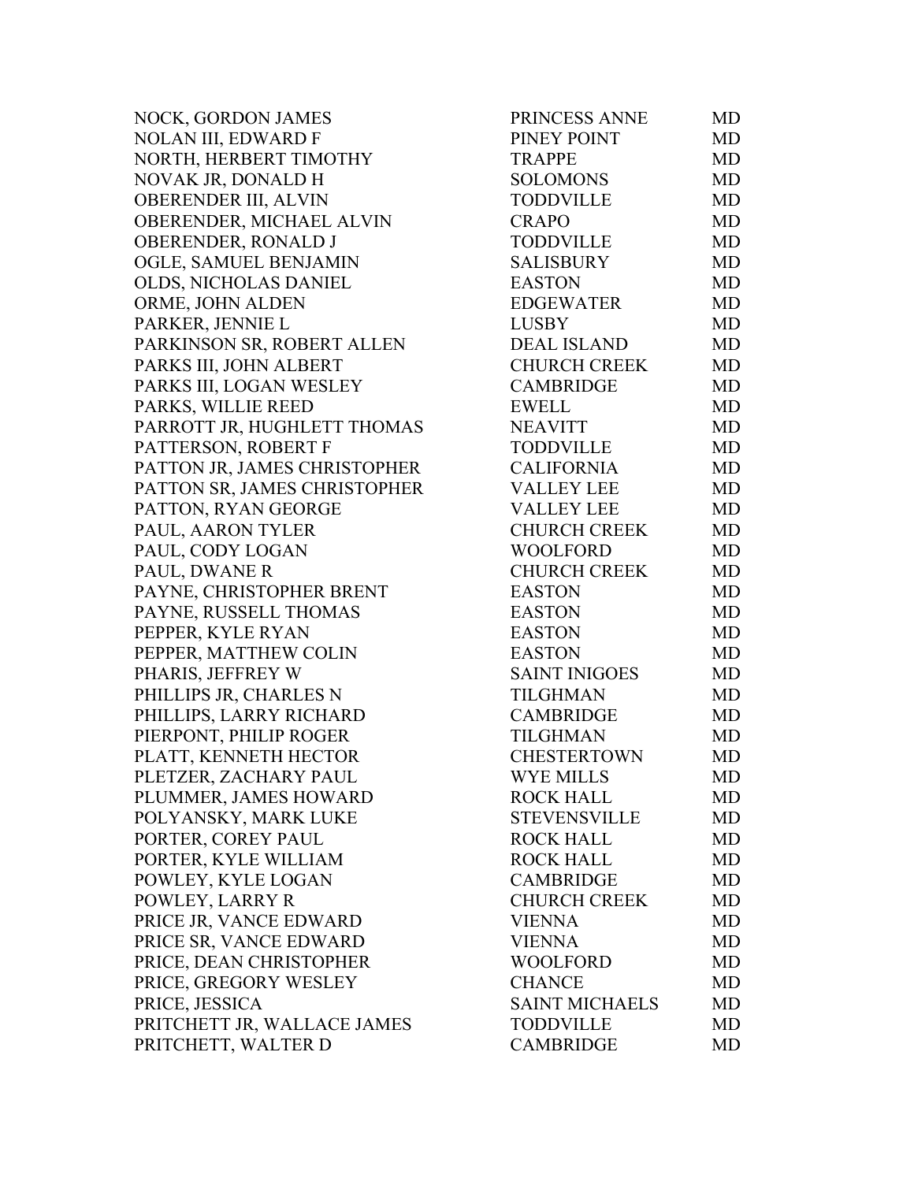| | | |
|---|---|---|
| NOCK, GORDON JAMES | PRINCESS ANNE | MD |
| NOLAN III, EDWARD F | PINEY POINT | MD |
| NORTH, HERBERT TIMOTHY | TRAPPE | MD |
| NOVAK JR, DONALD H | SOLOMONS | MD |
| OBERENDER III, ALVIN | TODDVILLE | MD |
| OBERENDER, MICHAEL ALVIN | CRAPO | MD |
| OBERENDER, RONALD J | TODDVILLE | MD |
| OGLE, SAMUEL BENJAMIN | SALISBURY | MD |
| OLDS, NICHOLAS DANIEL | EASTON | MD |
| ORME, JOHN ALDEN | EDGEWATER | MD |
| PARKER, JENNIE L | LUSBY | MD |
| PARKINSON SR, ROBERT ALLEN | DEAL ISLAND | MD |
| PARKS III, JOHN ALBERT | CHURCH CREEK | MD |
| PARKS III, LOGAN WESLEY | CAMBRIDGE | MD |
| PARKS, WILLIE REED | EWELL | MD |
| PARROTT JR, HUGHLETT THOMAS | NEAVITT | MD |
| PATTERSON, ROBERT F | TODDVILLE | MD |
| PATTON JR, JAMES CHRISTOPHER | CALIFORNIA | MD |
| PATTON SR, JAMES CHRISTOPHER | VALLEY LEE | MD |
| PATTON, RYAN GEORGE | VALLEY LEE | MD |
| PAUL, AARON TYLER | CHURCH CREEK | MD |
| PAUL, CODY LOGAN | WOOLFORD | MD |
| PAUL, DWANE R | CHURCH CREEK | MD |
| PAYNE, CHRISTOPHER BRENT | EASTON | MD |
| PAYNE, RUSSELL THOMAS | EASTON | MD |
| PEPPER, KYLE RYAN | EASTON | MD |
| PEPPER, MATTHEW COLIN | EASTON | MD |
| PHARIS, JEFFREY W | SAINT INIGOES | MD |
| PHILLIPS JR, CHARLES N | TILGHMAN | MD |
| PHILLIPS, LARRY RICHARD | CAMBRIDGE | MD |
| PIERPONT, PHILIP ROGER | TILGHMAN | MD |
| PLATT, KENNETH HECTOR | CHESTERTOWN | MD |
| PLETZER, ZACHARY PAUL | WYE MILLS | MD |
| PLUMMER, JAMES HOWARD | ROCK HALL | MD |
| POLYANSKY, MARK LUKE | STEVENSVILLE | MD |
| PORTER, COREY PAUL | ROCK HALL | MD |
| PORTER, KYLE WILLIAM | ROCK HALL | MD |
| POWLEY, KYLE LOGAN | CAMBRIDGE | MD |
| POWLEY, LARRY R | CHURCH CREEK | MD |
| PRICE JR, VANCE EDWARD | VIENNA | MD |
| PRICE SR, VANCE EDWARD | VIENNA | MD |
| PRICE, DEAN CHRISTOPHER | WOOLFORD | MD |
| PRICE, GREGORY WESLEY | CHANCE | MD |
| PRICE, JESSICA | SAINT MICHAELS | MD |
| PRITCHETT JR, WALLACE JAMES | TODDVILLE | MD |
| PRITCHETT, WALTER D | CAMBRIDGE | MD |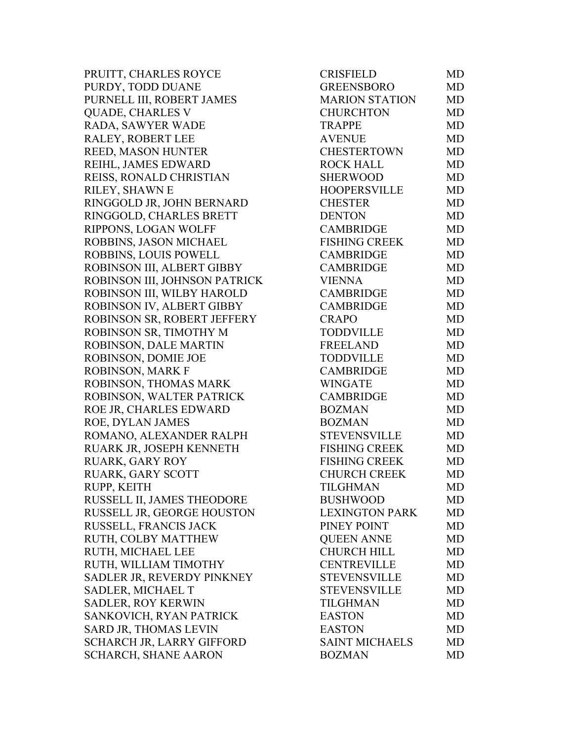| | | |
|---|---|---|
| PRUITT, CHARLES ROYCE | CRISFIELD | MD |
| PURDY, TODD DUANE | GREENSBORO | MD |
| PURNELL III, ROBERT JAMES | MARION STATION | MD |
| QUADE, CHARLES V | CHURCHTON | MD |
| RADA, SAWYER WADE | TRAPPE | MD |
| RALEY, ROBERT LEE | AVENUE | MD |
| REED, MASON HUNTER | CHESTERTOWN | MD |
| REIHL, JAMES EDWARD | ROCK HALL | MD |
| REISS, RONALD CHRISTIAN | SHERWOOD | MD |
| RILEY, SHAWN E | HOOPERSVILLE | MD |
| RINGGOLD JR, JOHN BERNARD | CHESTER | MD |
| RINGGOLD, CHARLES BRETT | DENTON | MD |
| RIPPONS, LOGAN WOLFF | CAMBRIDGE | MD |
| ROBBINS, JASON MICHAEL | FISHING CREEK | MD |
| ROBBINS, LOUIS POWELL | CAMBRIDGE | MD |
| ROBINSON III, ALBERT GIBBY | CAMBRIDGE | MD |
| ROBINSON III, JOHNSON PATRICK | VIENNA | MD |
| ROBINSON III, WILBY HAROLD | CAMBRIDGE | MD |
| ROBINSON IV, ALBERT GIBBY | CAMBRIDGE | MD |
| ROBINSON SR, ROBERT JEFFERY | CRAPO | MD |
| ROBINSON SR, TIMOTHY M | TODDVILLE | MD |
| ROBINSON, DALE MARTIN | FREELAND | MD |
| ROBINSON, DOMIE JOE | TODDVILLE | MD |
| ROBINSON, MARK F | CAMBRIDGE | MD |
| ROBINSON, THOMAS MARK | WINGATE | MD |
| ROBINSON, WALTER PATRICK | CAMBRIDGE | MD |
| ROE JR, CHARLES EDWARD | BOZMAN | MD |
| ROE, DYLAN JAMES | BOZMAN | MD |
| ROMANO, ALEXANDER RALPH | STEVENSVILLE | MD |
| RUARK JR, JOSEPH KENNETH | FISHING CREEK | MD |
| RUARK, GARY ROY | FISHING CREEK | MD |
| RUARK, GARY SCOTT | CHURCH CREEK | MD |
| RUPP, KEITH | TILGHMAN | MD |
| RUSSELL II, JAMES THEODORE | BUSHWOOD | MD |
| RUSSELL JR, GEORGE HOUSTON | LEXINGTON PARK | MD |
| RUSSELL, FRANCIS JACK | PINEY POINT | MD |
| RUTH, COLBY MATTHEW | QUEEN ANNE | MD |
| RUTH, MICHAEL LEE | CHURCH HILL | MD |
| RUTH, WILLIAM TIMOTHY | CENTREVILLE | MD |
| SADLER JR, REVERDY PINKNEY | STEVENSVILLE | MD |
| SADLER, MICHAEL T | STEVENSVILLE | MD |
| SADLER, ROY KERWIN | TILGHMAN | MD |
| SANKOVICH, RYAN PATRICK | EASTON | MD |
| SARD JR, THOMAS LEVIN | EASTON | MD |
| SCHARCH JR, LARRY GIFFORD | SAINT MICHAELS | MD |
| SCHARCH, SHANE AARON | BOZMAN | MD |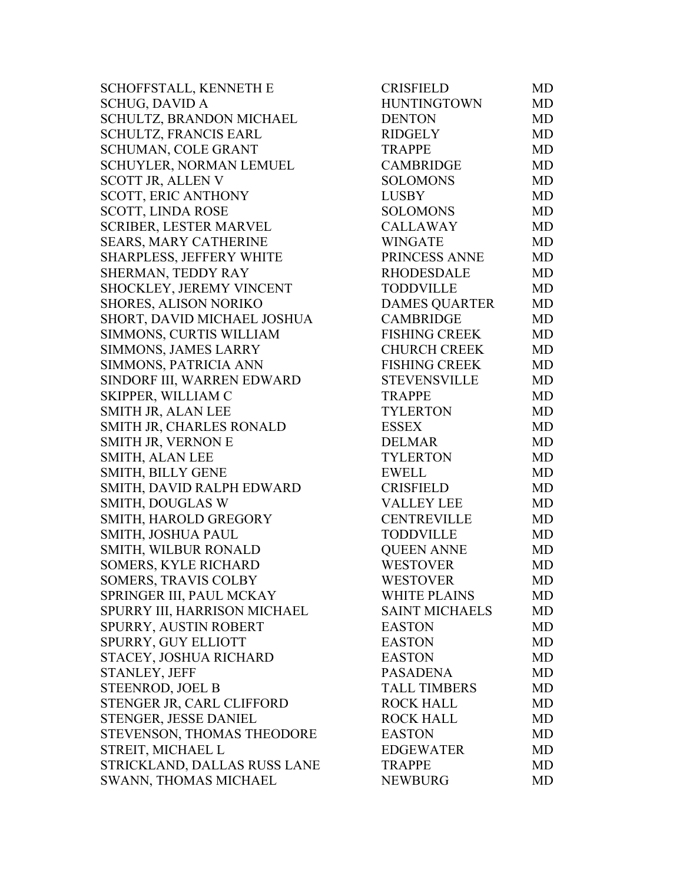| | | |
|---|---|---|
| SCHOFFSTALL, KENNETH E | CRISFIELD | MD |
| SCHUG, DAVID A | HUNTINGTOWN | MD |
| SCHULTZ, BRANDON MICHAEL | DENTON | MD |
| SCHULTZ, FRANCIS EARL | RIDGELY | MD |
| SCHUMAN, COLE GRANT | TRAPPE | MD |
| SCHUYLER, NORMAN LEMUEL | CAMBRIDGE | MD |
| SCOTT JR, ALLEN V | SOLOMONS | MD |
| SCOTT, ERIC ANTHONY | LUSBY | MD |
| SCOTT, LINDA ROSE | SOLOMONS | MD |
| SCRIBER, LESTER MARVEL | CALLAWAY | MD |
| SEARS, MARY CATHERINE | WINGATE | MD |
| SHARPLESS, JEFFERY WHITE | PRINCESS ANNE | MD |
| SHERMAN, TEDDY RAY | RHODESDALE | MD |
| SHOCKLEY, JEREMY VINCENT | TODDVILLE | MD |
| SHORES, ALISON NORIKO | DAMES QUARTER | MD |
| SHORT, DAVID MICHAEL JOSHUA | CAMBRIDGE | MD |
| SIMMONS, CURTIS WILLIAM | FISHING CREEK | MD |
| SIMMONS, JAMES LARRY | CHURCH CREEK | MD |
| SIMMONS, PATRICIA ANN | FISHING CREEK | MD |
| SINDORF III, WARREN EDWARD | STEVENSVILLE | MD |
| SKIPPER, WILLIAM C | TRAPPE | MD |
| SMITH JR, ALAN LEE | TYLERTON | MD |
| SMITH JR, CHARLES RONALD | ESSEX | MD |
| SMITH JR, VERNON E | DELMAR | MD |
| SMITH, ALAN LEE | TYLERTON | MD |
| SMITH, BILLY GENE | EWELL | MD |
| SMITH, DAVID RALPH EDWARD | CRISFIELD | MD |
| SMITH, DOUGLAS W | VALLEY LEE | MD |
| SMITH, HAROLD GREGORY | CENTREVILLE | MD |
| SMITH, JOSHUA PAUL | TODDVILLE | MD |
| SMITH, WILBUR RONALD | QUEEN ANNE | MD |
| SOMERS, KYLE RICHARD | WESTOVER | MD |
| SOMERS, TRAVIS COLBY | WESTOVER | MD |
| SPRINGER III, PAUL MCKAY | WHITE PLAINS | MD |
| SPURRY III, HARRISON MICHAEL | SAINT MICHAELS | MD |
| SPURRY, AUSTIN ROBERT | EASTON | MD |
| SPURRY, GUY ELLIOTT | EASTON | MD |
| STACEY, JOSHUA RICHARD | EASTON | MD |
| STANLEY, JEFF | PASADENA | MD |
| STEENROD, JOEL B | TALL TIMBERS | MD |
| STENGER JR, CARL CLIFFORD | ROCK HALL | MD |
| STENGER, JESSE DANIEL | ROCK HALL | MD |
| STEVENSON, THOMAS THEODORE | EASTON | MD |
| STREIT, MICHAEL L | EDGEWATER | MD |
| STRICKLAND, DALLAS RUSS LANE | TRAPPE | MD |
| SWANN, THOMAS MICHAEL | NEWBURG | MD |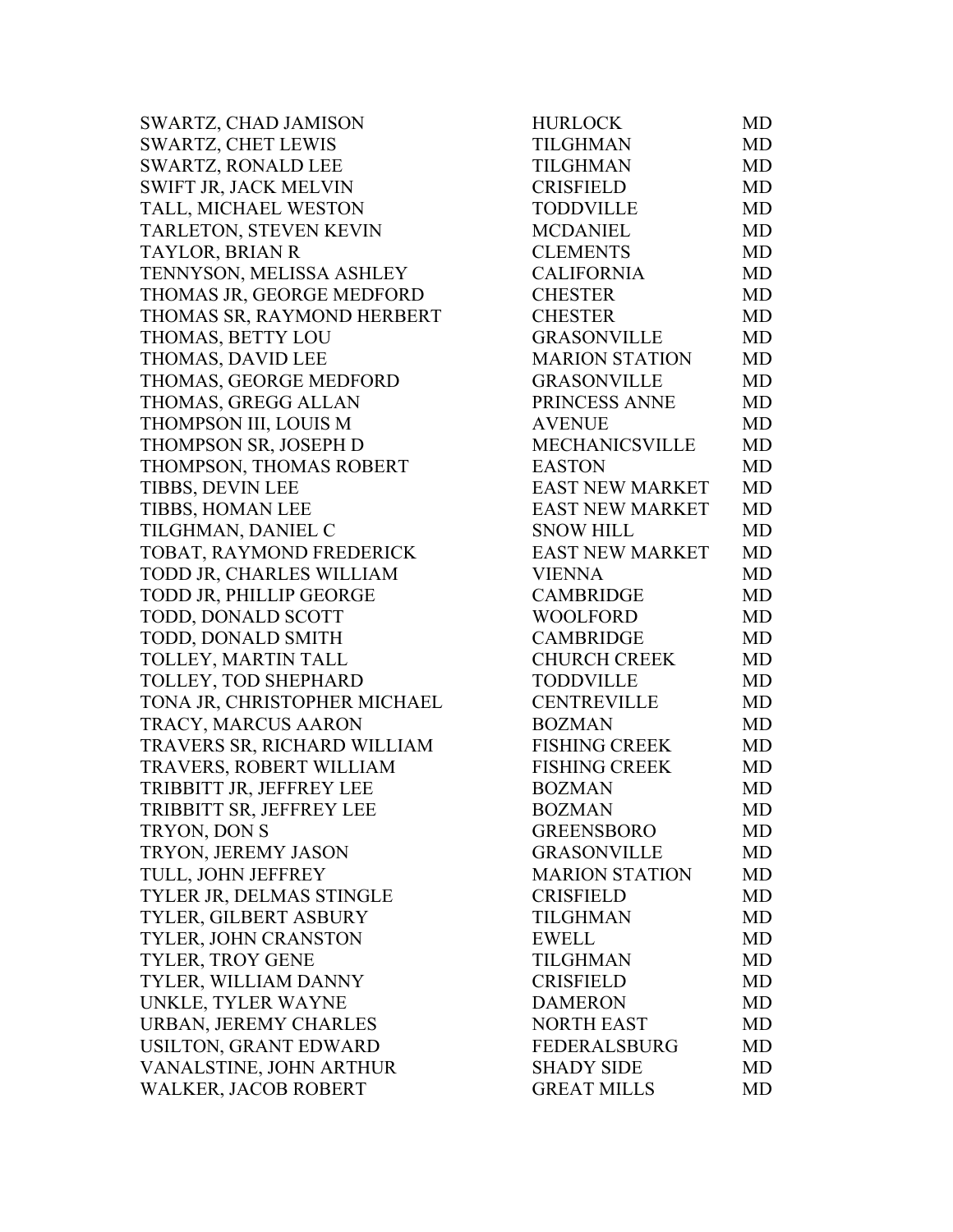| | | |
|---|---|---|
| SWARTZ, CHAD JAMISON | HURLOCK | MD |
| SWARTZ, CHET LEWIS | TILGHMAN | MD |
| SWARTZ, RONALD LEE | TILGHMAN | MD |
| SWIFT JR, JACK MELVIN | CRISFIELD | MD |
| TALL, MICHAEL WESTON | TODDVILLE | MD |
| TARLETON, STEVEN KEVIN | MCDANIEL | MD |
| TAYLOR, BRIAN R | CLEMENTS | MD |
| TENNYSON, MELISSA ASHLEY | CALIFORNIA | MD |
| THOMAS JR, GEORGE MEDFORD | CHESTER | MD |
| THOMAS SR, RAYMOND HERBERT | CHESTER | MD |
| THOMAS, BETTY LOU | GRASONVILLE | MD |
| THOMAS, DAVID LEE | MARION STATION | MD |
| THOMAS, GEORGE MEDFORD | GRASONVILLE | MD |
| THOMAS, GREGG ALLAN | PRINCESS ANNE | MD |
| THOMPSON III, LOUIS M | AVENUE | MD |
| THOMPSON SR, JOSEPH D | MECHANICSVILLE | MD |
| THOMPSON, THOMAS ROBERT | EASTON | MD |
| TIBBS, DEVIN LEE | EAST NEW MARKET | MD |
| TIBBS, HOMAN LEE | EAST NEW MARKET | MD |
| TILGHMAN, DANIEL C | SNOW HILL | MD |
| TOBAT, RAYMOND FREDERICK | EAST NEW MARKET | MD |
| TODD JR, CHARLES WILLIAM | VIENNA | MD |
| TODD JR, PHILLIP GEORGE | CAMBRIDGE | MD |
| TODD, DONALD SCOTT | WOOLFORD | MD |
| TODD, DONALD SMITH | CAMBRIDGE | MD |
| TOLLEY, MARTIN TALL | CHURCH CREEK | MD |
| TOLLEY, TOD SHEPHARD | TODDVILLE | MD |
| TONA JR, CHRISTOPHER MICHAEL | CENTREVILLE | MD |
| TRACY, MARCUS AARON | BOZMAN | MD |
| TRAVERS SR, RICHARD WILLIAM | FISHING CREEK | MD |
| TRAVERS, ROBERT WILLIAM | FISHING CREEK | MD |
| TRIBBITT JR, JEFFREY LEE | BOZMAN | MD |
| TRIBBITT SR, JEFFREY LEE | BOZMAN | MD |
| TRYON, DON S | GREENSBORO | MD |
| TRYON, JEREMY JASON | GRASONVILLE | MD |
| TULL, JOHN JEFFREY | MARION STATION | MD |
| TYLER JR, DELMAS STINGLE | CRISFIELD | MD |
| TYLER, GILBERT ASBURY | TILGHMAN | MD |
| TYLER, JOHN CRANSTON | EWELL | MD |
| TYLER, TROY GENE | TILGHMAN | MD |
| TYLER, WILLIAM DANNY | CRISFIELD | MD |
| UNKLE, TYLER WAYNE | DAMERON | MD |
| URBAN, JEREMY CHARLES | NORTH EAST | MD |
| USILTON, GRANT EDWARD | FEDERALSBURG | MD |
| VANALSTINE, JOHN ARTHUR | SHADY SIDE | MD |
| WALKER, JACOB ROBERT | GREAT MILLS | MD |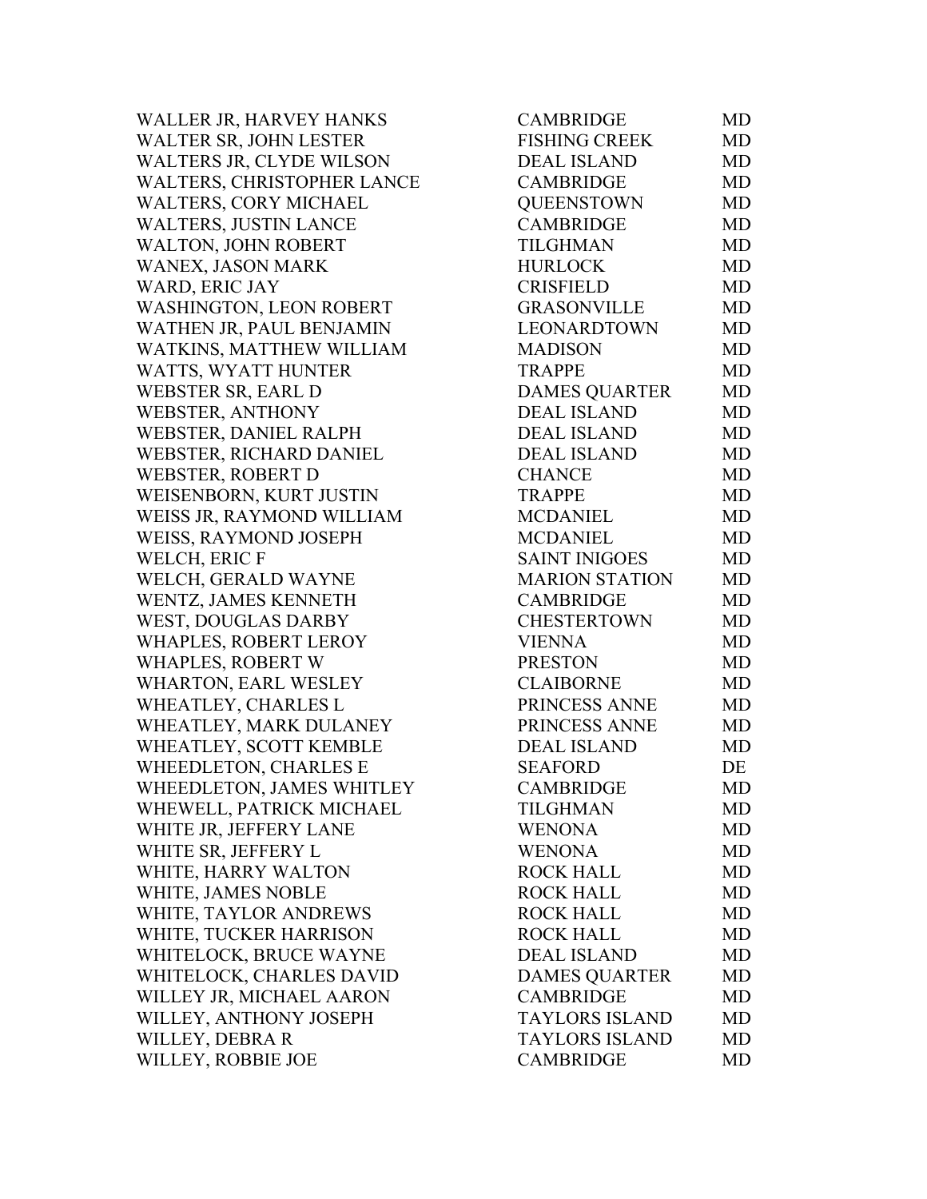| | | |
|---|---|---|
| WALLER JR, HARVEY HANKS | CAMBRIDGE | MD |
| WALTER SR, JOHN LESTER | FISHING CREEK | MD |
| WALTERS JR, CLYDE WILSON | DEAL ISLAND | MD |
| WALTERS, CHRISTOPHER LANCE | CAMBRIDGE | MD |
| WALTERS, CORY MICHAEL | QUEENSTOWN | MD |
| WALTERS, JUSTIN LANCE | CAMBRIDGE | MD |
| WALTON, JOHN ROBERT | TILGHMAN | MD |
| WANEX, JASON MARK | HURLOCK | MD |
| WARD, ERIC JAY | CRISFIELD | MD |
| WASHINGTON, LEON ROBERT | GRASONVILLE | MD |
| WATHEN JR, PAUL BENJAMIN | LEONARDTOWN | MD |
| WATKINS, MATTHEW WILLIAM | MADISON | MD |
| WATTS, WYATT HUNTER | TRAPPE | MD |
| WEBSTER SR, EARL D | DAMES QUARTER | MD |
| WEBSTER, ANTHONY | DEAL ISLAND | MD |
| WEBSTER, DANIEL RALPH | DEAL ISLAND | MD |
| WEBSTER, RICHARD DANIEL | DEAL ISLAND | MD |
| WEBSTER, ROBERT D | CHANCE | MD |
| WEISENBORN, KURT JUSTIN | TRAPPE | MD |
| WEISS JR, RAYMOND WILLIAM | MCDANIEL | MD |
| WEISS, RAYMOND JOSEPH | MCDANIEL | MD |
| WELCH, ERIC F | SAINT INIGOES | MD |
| WELCH, GERALD WAYNE | MARION STATION | MD |
| WENTZ, JAMES KENNETH | CAMBRIDGE | MD |
| WEST, DOUGLAS DARBY | CHESTERTOWN | MD |
| WHAPLES, ROBERT LEROY | VIENNA | MD |
| WHAPLES, ROBERT W | PRESTON | MD |
| WHARTON, EARL WESLEY | CLAIBORNE | MD |
| WHEATLEY, CHARLES L | PRINCESS ANNE | MD |
| WHEATLEY, MARK DULANEY | PRINCESS ANNE | MD |
| WHEATLEY, SCOTT KEMBLE | DEAL ISLAND | MD |
| WHEEDLETON, CHARLES E | SEAFORD | DE |
| WHEEDLETON, JAMES WHITLEY | CAMBRIDGE | MD |
| WHEWELL, PATRICK MICHAEL | TILGHMAN | MD |
| WHITE JR, JEFFERY LANE | WENONA | MD |
| WHITE SR, JEFFERY L | WENONA | MD |
| WHITE, HARRY WALTON | ROCK HALL | MD |
| WHITE, JAMES NOBLE | ROCK HALL | MD |
| WHITE, TAYLOR ANDREWS | ROCK HALL | MD |
| WHITE, TUCKER HARRISON | ROCK HALL | MD |
| WHITELOCK, BRUCE WAYNE | DEAL ISLAND | MD |
| WHITELOCK, CHARLES DAVID | DAMES QUARTER | MD |
| WILLEY JR, MICHAEL AARON | CAMBRIDGE | MD |
| WILLEY, ANTHONY JOSEPH | TAYLORS ISLAND | MD |
| WILLEY, DEBRA R | TAYLORS ISLAND | MD |
| WILLEY, ROBBIE JOE | CAMBRIDGE | MD |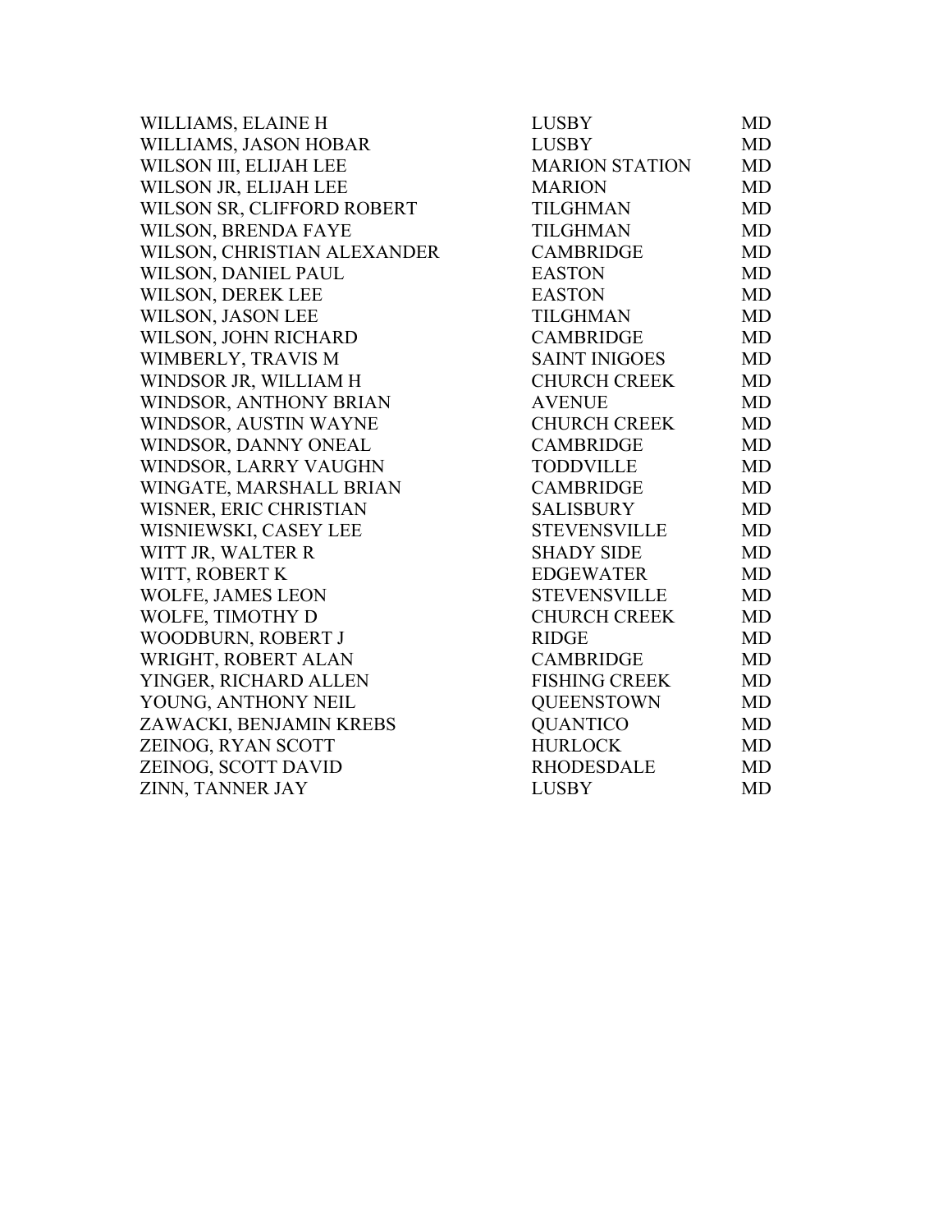| | | |
|---|---|---|
| WILLIAMS, ELAINE H | LUSBY | MD |
| WILLIAMS, JASON HOBAR | LUSBY | MD |
| WILSON III, ELIJAH LEE | MARION STATION | MD |
| WILSON JR, ELIJAH LEE | MARION | MD |
| WILSON SR, CLIFFORD ROBERT | TILGHMAN | MD |
| WILSON, BRENDA FAYE | TILGHMAN | MD |
| WILSON, CHRISTIAN ALEXANDER | CAMBRIDGE | MD |
| WILSON, DANIEL PAUL | EASTON | MD |
| WILSON, DEREK LEE | EASTON | MD |
| WILSON, JASON LEE | TILGHMAN | MD |
| WILSON, JOHN RICHARD | CAMBRIDGE | MD |
| WIMBERLY, TRAVIS M | SAINT INIGOES | MD |
| WINDSOR JR, WILLIAM H | CHURCH CREEK | MD |
| WINDSOR, ANTHONY BRIAN | AVENUE | MD |
| WINDSOR, AUSTIN WAYNE | CHURCH CREEK | MD |
| WINDSOR, DANNY ONEAL | CAMBRIDGE | MD |
| WINDSOR, LARRY VAUGHN | TODDVILLE | MD |
| WINGATE, MARSHALL BRIAN | CAMBRIDGE | MD |
| WISNER, ERIC CHRISTIAN | SALISBURY | MD |
| WISNIEWSKI, CASEY LEE | STEVENSVILLE | MD |
| WITT JR, WALTER R | SHADY SIDE | MD |
| WITT, ROBERT K | EDGEWATER | MD |
| WOLFE, JAMES LEON | STEVENSVILLE | MD |
| WOLFE, TIMOTHY D | CHURCH CREEK | MD |
| WOODBURN, ROBERT J | RIDGE | MD |
| WRIGHT, ROBERT ALAN | CAMBRIDGE | MD |
| YINGER, RICHARD ALLEN | FISHING CREEK | MD |
| YOUNG, ANTHONY NEIL | QUEENSTOWN | MD |
| ZAWACKI, BENJAMIN KREBS | QUANTICO | MD |
| ZEINOG, RYAN SCOTT | HURLOCK | MD |
| ZEINOG, SCOTT DAVID | RHODESDALE | MD |
| ZINN, TANNER JAY | LUSBY | MD |